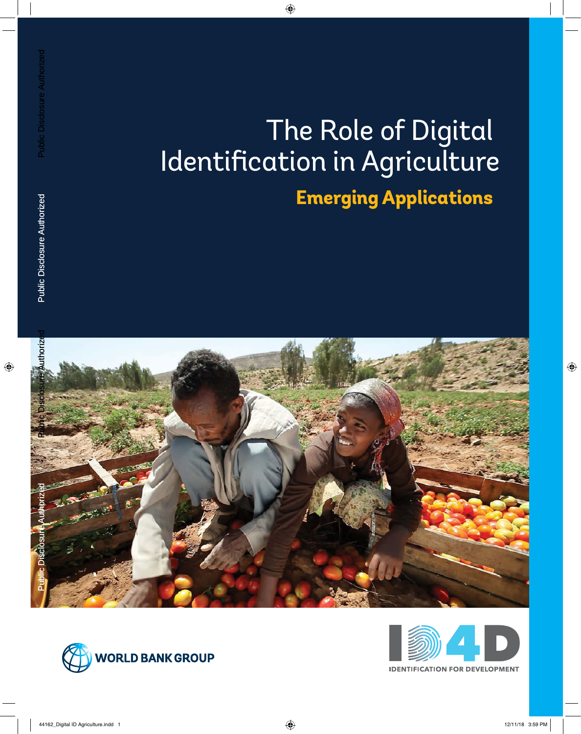# The Role of Digital Identification in Agriculture

## Emerging Applications

WORLD BANK GROUP

ID4D

IDENTIFICATION FOR DEVELOPMENT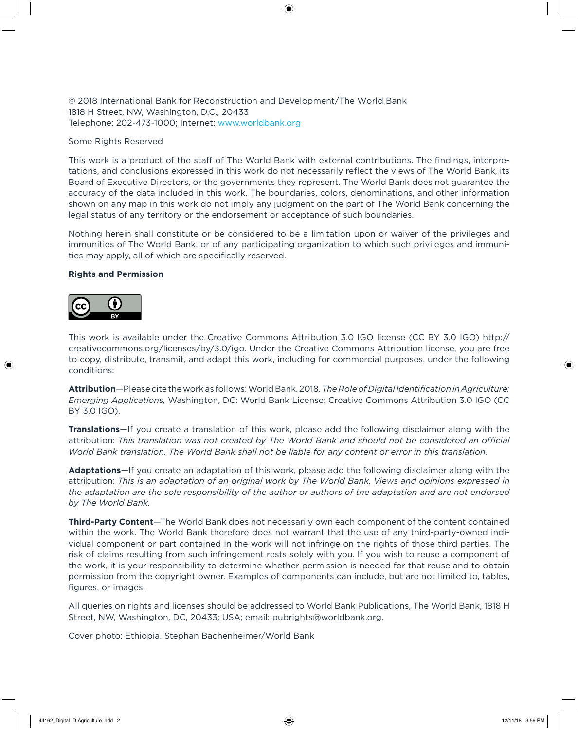© 2018 International Bank for Reconstruction and Development/The World Bank
1818 H Street, NW, Washington, D.C., 20433
Telephone: 202-473-1000; Internet: www.worldbank.org

Some Rights Reserved

This work is a product of the staff of The World Bank with external contributions. The findings, interpretations, and conclusions expressed in this work do not necessarily reflect the views of The World Bank, its Board of Executive Directors, or the governments they represent. The World Bank does not guarantee the accuracy of the data included in this work. The boundaries, colors, denominations, and other information shown on any map in this work do not imply any judgment on the part of The World Bank concerning the legal status of any territory or the endorsement or acceptance of such boundaries.

Nothing herein shall constitute or be considered to be a limitation upon or waiver of the privileges and immunities of The World Bank, or of any participating organization to which such privileges and immunities may apply, all of which are specifically reserved.

**Rights and Permission**

This work is available under the Creative Commons Attribution 3.0 IGO license (CC BY 3.0 IGO) http://creativecommons.org/licenses/by/3.0/igo. Under the Creative Commons Attribution license, you are free to copy, distribute, transmit, and adapt this work, including for commercial purposes, under the following conditions:

**Attribution**—Please cite the work as follows: World Bank. 2018. *The Role of Digital Identification in Agriculture: Emerging Applications,* Washington, DC: World Bank License: Creative Commons Attribution 3.0 IGO (CC BY 3.0 IGO).

**Translations**—If you create a translation of this work, please add the following disclaimer along with the attribution: *This translation was not created by The World Bank and should not be considered an official World Bank translation. The World Bank shall not be liable for any content or error in this translation.*

**Adaptations**—If you create an adaptation of this work, please add the following disclaimer along with the attribution: *This is an adaptation of an original work by The World Bank. Views and opinions expressed in the adaptation are the sole responsibility of the author or authors of the adaptation and are not endorsed by The World Bank.*

**Third-Party Content**—The World Bank does not necessarily own each component of the content contained within the work. The World Bank therefore does not warrant that the use of any third-party-owned individual component or part contained in the work will not infringe on the rights of those third parties. The risk of claims resulting from such infringement rests solely with you. If you wish to reuse a component of the work, it is your responsibility to determine whether permission is needed for that reuse and to obtain permission from the copyright owner. Examples of components can include, but are not limited to, tables, figures, or images.

All queries on rights and licenses should be addressed to World Bank Publications, The World Bank, 1818 H Street, NW, Washington, DC, 20433; USA; email: pubrights@worldbank.org.

Cover photo: Ethiopia. Stephan Bachenheimer/World Bank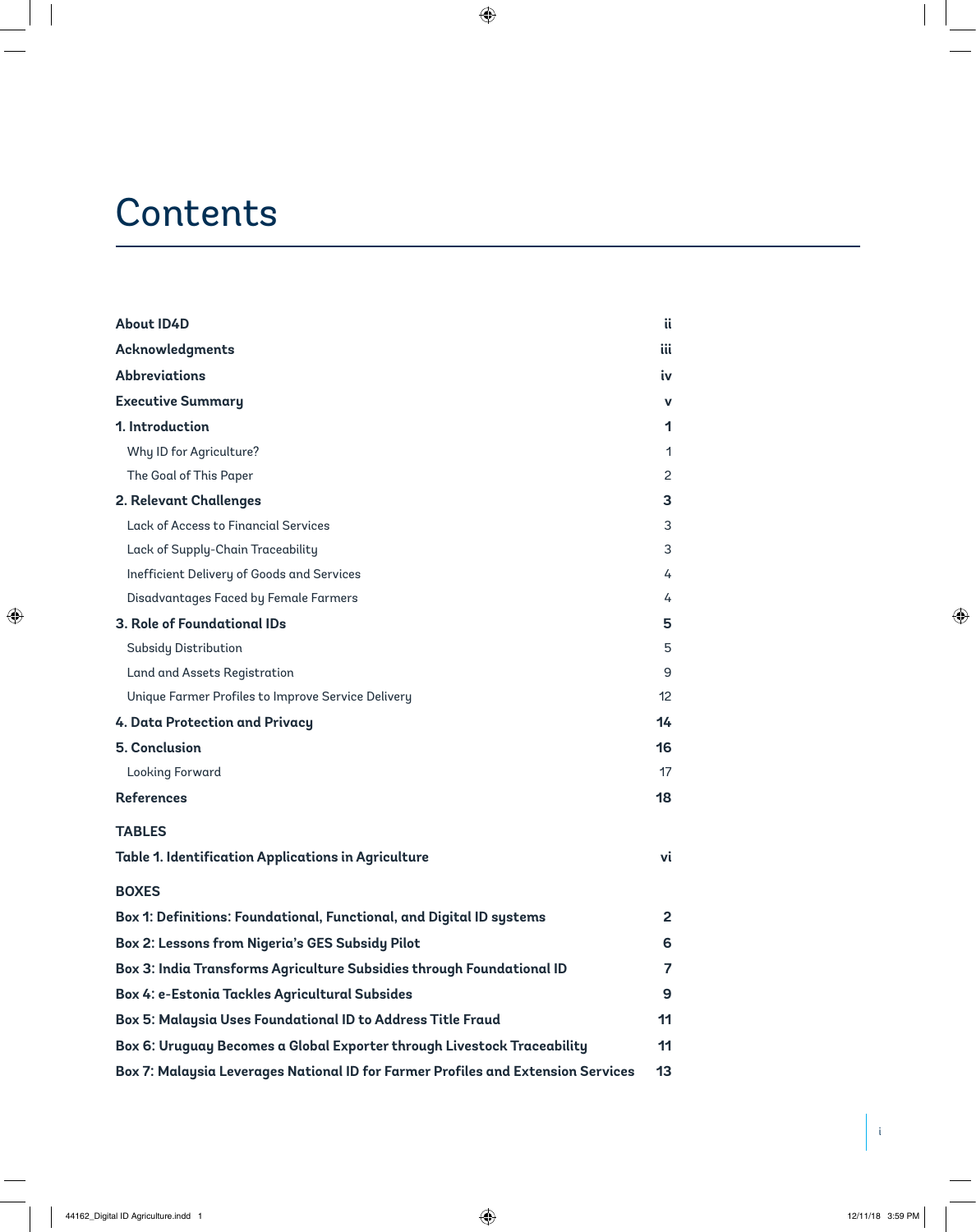# Contents

| | |
|---|---|
| **About ID4D** | **ii** |
| **Acknowledgments** | **iii** |
| **Abbreviations** | **iv** |
| **Executive Summary** | **v** |
| **1. Introduction** | **1** |
| Why ID for Agriculture? | 1 |
| The Goal of This Paper | 2 |
| **2. Relevant Challenges** | **3** |
| Lack of Access to Financial Services | 3 |
| Lack of Supply-Chain Traceability | 3 |
| Inefficient Delivery of Goods and Services | 4 |
| Disadvantages Faced by Female Farmers | 4 |
| **3. Role of Foundational IDs** | **5** |
| Subsidy Distribution | 5 |
| Land and Assets Registration | 9 |
| Unique Farmer Profiles to Improve Service Delivery | 12 |
| **4. Data Protection and Privacy** | **14** |
| **5. Conclusion** | **16** |
| Looking Forward | 17 |
| **References** | **18** |

**TABLES**

| | |
|---|---|
| **Table 1. Identification Applications in Agriculture** | **vi** |

**BOXES**

| | |
|---|---|
| **Box 1: Definitions: Foundational, Functional, and Digital ID systems** | **2** |
| **Box 2: Lessons from Nigeria's GES Subsidy Pilot** | **6** |
| **Box 3: India Transforms Agriculture Subsidies through Foundational ID** | **7** |
| **Box 4: e-Estonia Tackles Agricultural Subsides** | **9** |
| **Box 5: Malaysia Uses Foundational ID to Address Title Fraud** | **11** |
| **Box 6: Uruguay Becomes a Global Exporter through Livestock Traceability** | **11** |
| **Box 7: Malaysia Leverages National ID for Farmer Profiles and Extension Services** | **13** |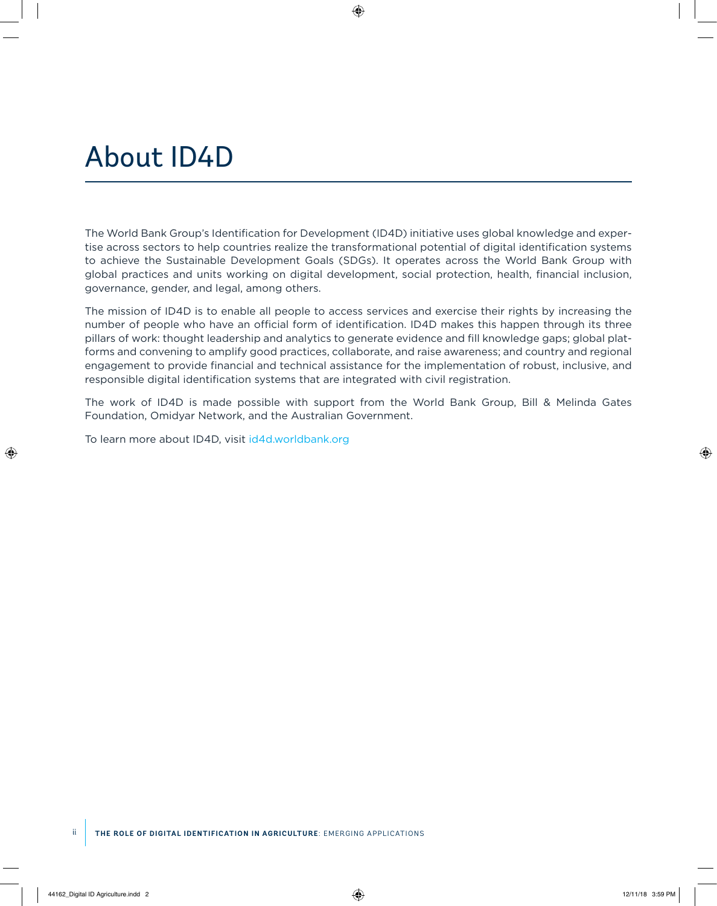# About ID4D

The World Bank Group's Identification for Development (ID4D) initiative uses global knowledge and expertise across sectors to help countries realize the transformational potential of digital identification systems to achieve the Sustainable Development Goals (SDGs). It operates across the World Bank Group with global practices and units working on digital development, social protection, health, financial inclusion, governance, gender, and legal, among others.

The mission of ID4D is to enable all people to access services and exercise their rights by increasing the number of people who have an official form of identification. ID4D makes this happen through its three pillars of work: thought leadership and analytics to generate evidence and fill knowledge gaps; global platforms and convening to amplify good practices, collaborate, and raise awareness; and country and regional engagement to provide financial and technical assistance for the implementation of robust, inclusive, and responsible digital identification systems that are integrated with civil registration.

The work of ID4D is made possible with support from the World Bank Group, Bill & Melinda Gates Foundation, Omidyar Network, and the Australian Government.

To learn more about ID4D, visit id4d.worldbank.org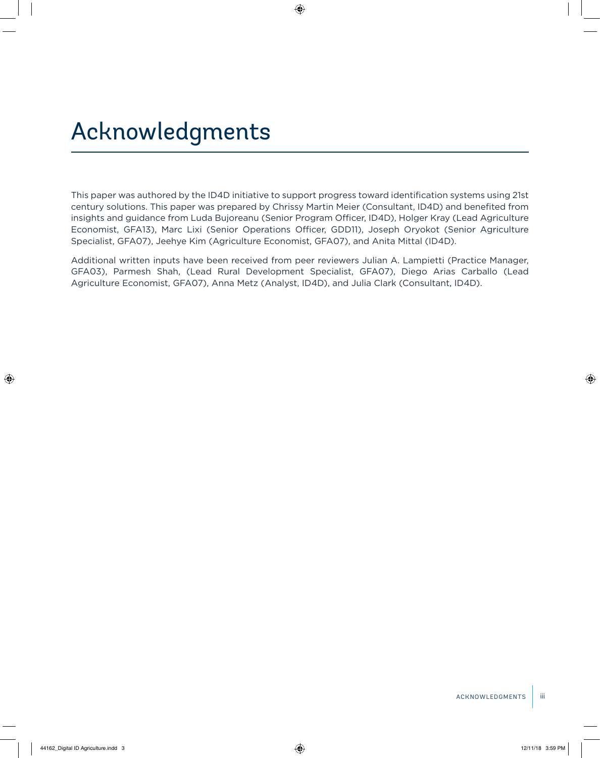# Acknowledgments

This paper was authored by the ID4D initiative to support progress toward identification systems using 21st century solutions. This paper was prepared by Chrissy Martin Meier (Consultant, ID4D) and benefited from insights and guidance from Luda Bujoreanu (Senior Program Officer, ID4D), Holger Kray (Lead Agriculture Economist, GFA13), Marc Lixi (Senior Operations Officer, GDD11), Joseph Oryokot (Senior Agriculture Specialist, GFA07), Jeehye Kim (Agriculture Economist, GFA07), and Anita Mittal (ID4D).

Additional written inputs have been received from peer reviewers Julian A. Lampietti (Practice Manager, GFA03), Parmesh Shah, (Lead Rural Development Specialist, GFA07), Diego Arias Carballo (Lead Agriculture Economist, GFA07), Anna Metz (Analyst, ID4D), and Julia Clark (Consultant, ID4D).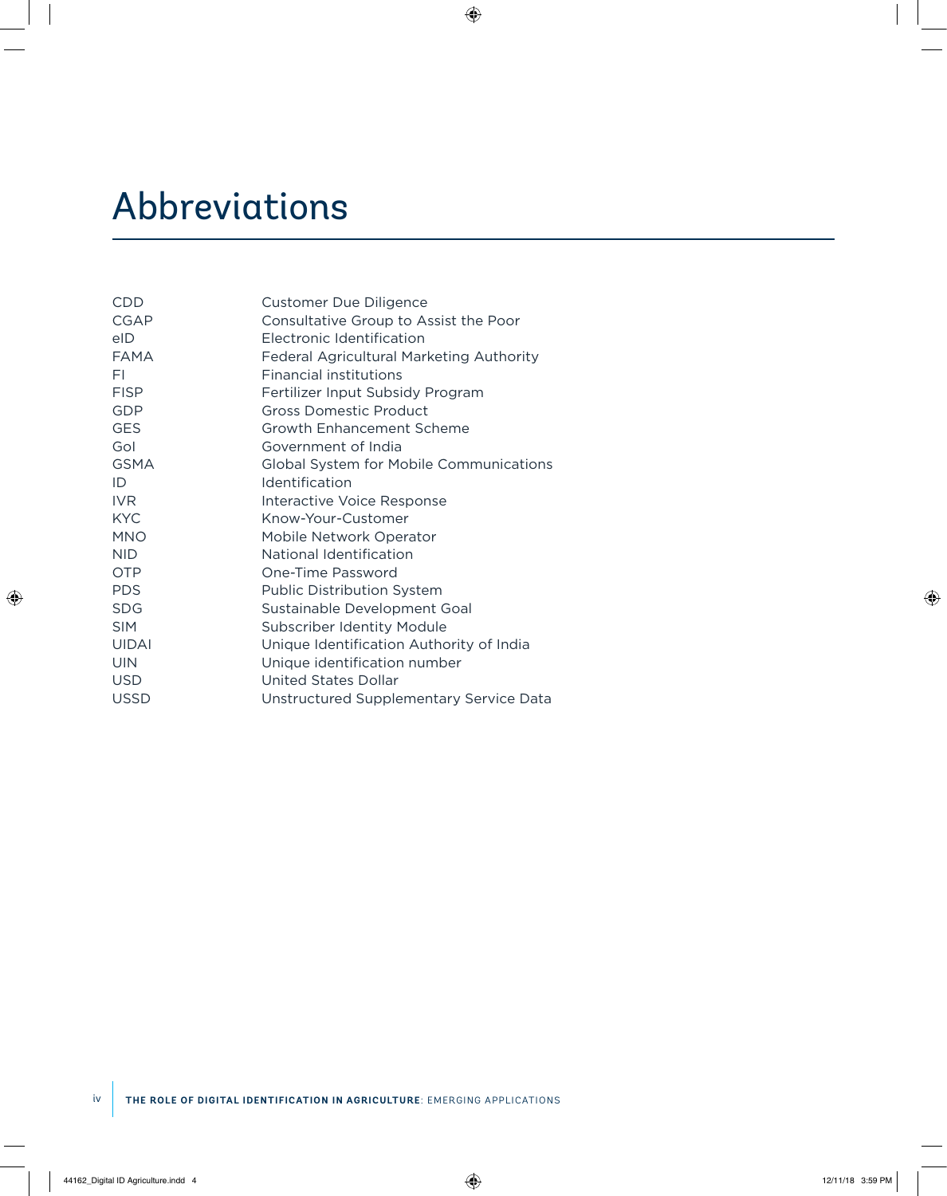# Abbreviations

| | |
|---|---|
| CDD | Customer Due Diligence |
| CGAP | Consultative Group to Assist the Poor |
| eID | Electronic Identification |
| FAMA | Federal Agricultural Marketing Authority |
| FI | Financial institutions |
| FISP | Fertilizer Input Subsidy Program |
| GDP | Gross Domestic Product |
| GES | Growth Enhancement Scheme |
| GoI | Government of India |
| GSMA | Global System for Mobile Communications |
| ID | Identification |
| IVR | Interactive Voice Response |
| KYC | Know-Your-Customer |
| MNO | Mobile Network Operator |
| NID | National Identification |
| OTP | One-Time Password |
| PDS | Public Distribution System |
| SDG | Sustainable Development Goal |
| SIM | Subscriber Identity Module |
| UIDAI | Unique Identification Authority of India |
| UIN | Unique identification number |
| USD | United States Dollar |
| USSD | Unstructured Supplementary Service Data |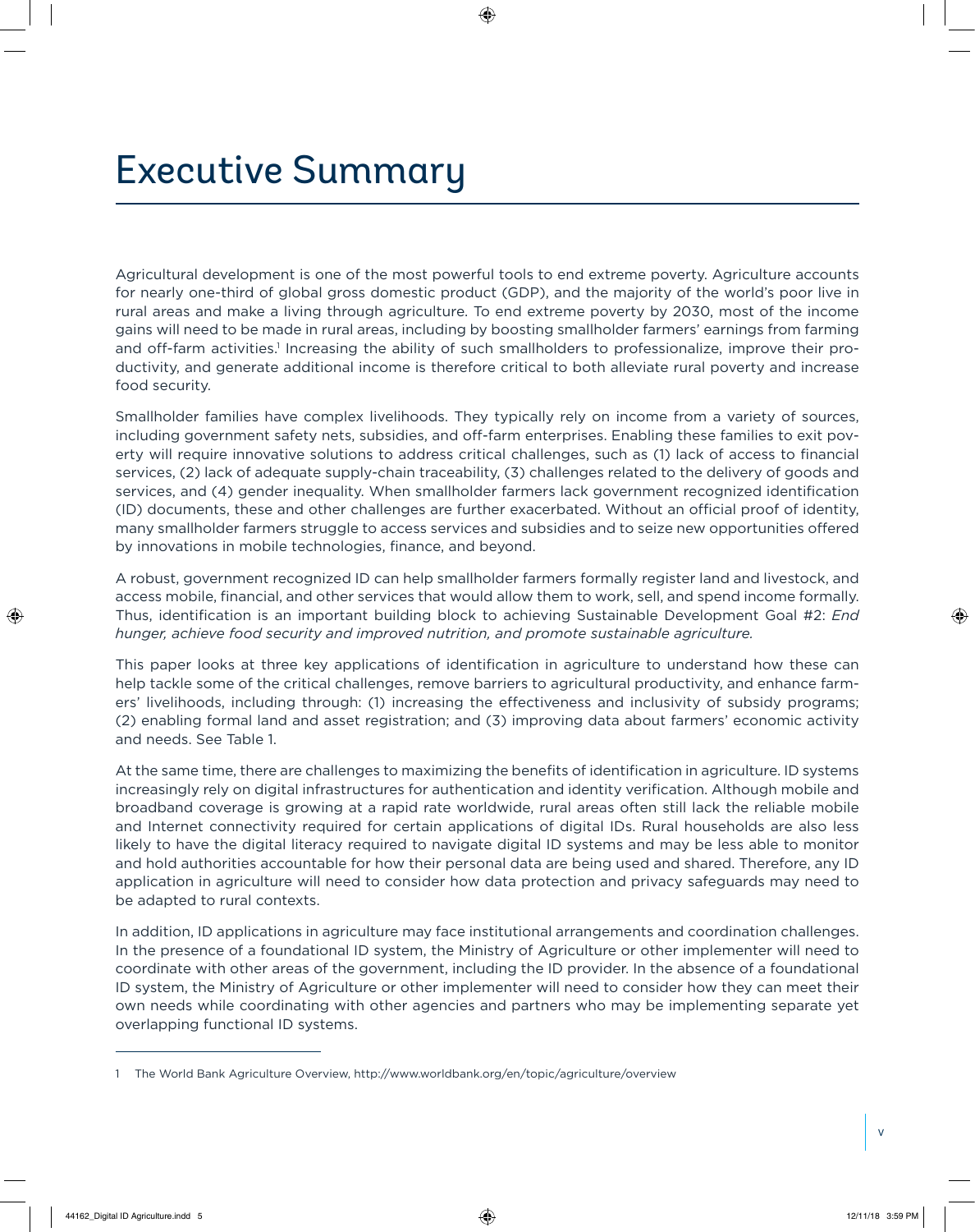# Executive Summary

Agricultural development is one of the most powerful tools to end extreme poverty. Agriculture accounts for nearly one-third of global gross domestic product (GDP), and the majority of the world's poor live in rural areas and make a living through agriculture. To end extreme poverty by 2030, most of the income gains will need to be made in rural areas, including by boosting smallholder farmers' earnings from farming and off-farm activities.[1] Increasing the ability of such smallholders to professionalize, improve their productivity, and generate additional income is therefore critical to both alleviate rural poverty and increase food security.

Smallholder families have complex livelihoods. They typically rely on income from a variety of sources, including government safety nets, subsidies, and off-farm enterprises. Enabling these families to exit poverty will require innovative solutions to address critical challenges, such as (1) lack of access to financial services, (2) lack of adequate supply-chain traceability, (3) challenges related to the delivery of goods and services, and (4) gender inequality. When smallholder farmers lack government recognized identification (ID) documents, these and other challenges are further exacerbated. Without an official proof of identity, many smallholder farmers struggle to access services and subsidies and to seize new opportunities offered by innovations in mobile technologies, finance, and beyond.

A robust, government recognized ID can help smallholder farmers formally register land and livestock, and access mobile, financial, and other services that would allow them to work, sell, and spend income formally. Thus, identification is an important building block to achieving Sustainable Development Goal #2: *End hunger, achieve food security and improved nutrition, and promote sustainable agriculture.*

This paper looks at three key applications of identification in agriculture to understand how these can help tackle some of the critical challenges, remove barriers to agricultural productivity, and enhance farmers' livelihoods, including through: (1) increasing the effectiveness and inclusivity of subsidy programs; (2) enabling formal land and asset registration; and (3) improving data about farmers' economic activity and needs. See Table 1.

At the same time, there are challenges to maximizing the benefits of identification in agriculture. ID systems increasingly rely on digital infrastructures for authentication and identity verification. Although mobile and broadband coverage is growing at a rapid rate worldwide, rural areas often still lack the reliable mobile and Internet connectivity required for certain applications of digital IDs. Rural households are also less likely to have the digital literacy required to navigate digital ID systems and may be less able to monitor and hold authorities accountable for how their personal data are being used and shared. Therefore, any ID application in agriculture will need to consider how data protection and privacy safeguards may need to be adapted to rural contexts.

In addition, ID applications in agriculture may face institutional arrangements and coordination challenges. In the presence of a foundational ID system, the Ministry of Agriculture or other implementer will need to coordinate with other areas of the government, including the ID provider. In the absence of a foundational ID system, the Ministry of Agriculture or other implementer will need to consider how they can meet their own needs while coordinating with other agencies and partners who may be implementing separate yet overlapping functional ID systems.

---

1 The World Bank Agriculture Overview, http://www.worldbank.org/en/topic/agriculture/overview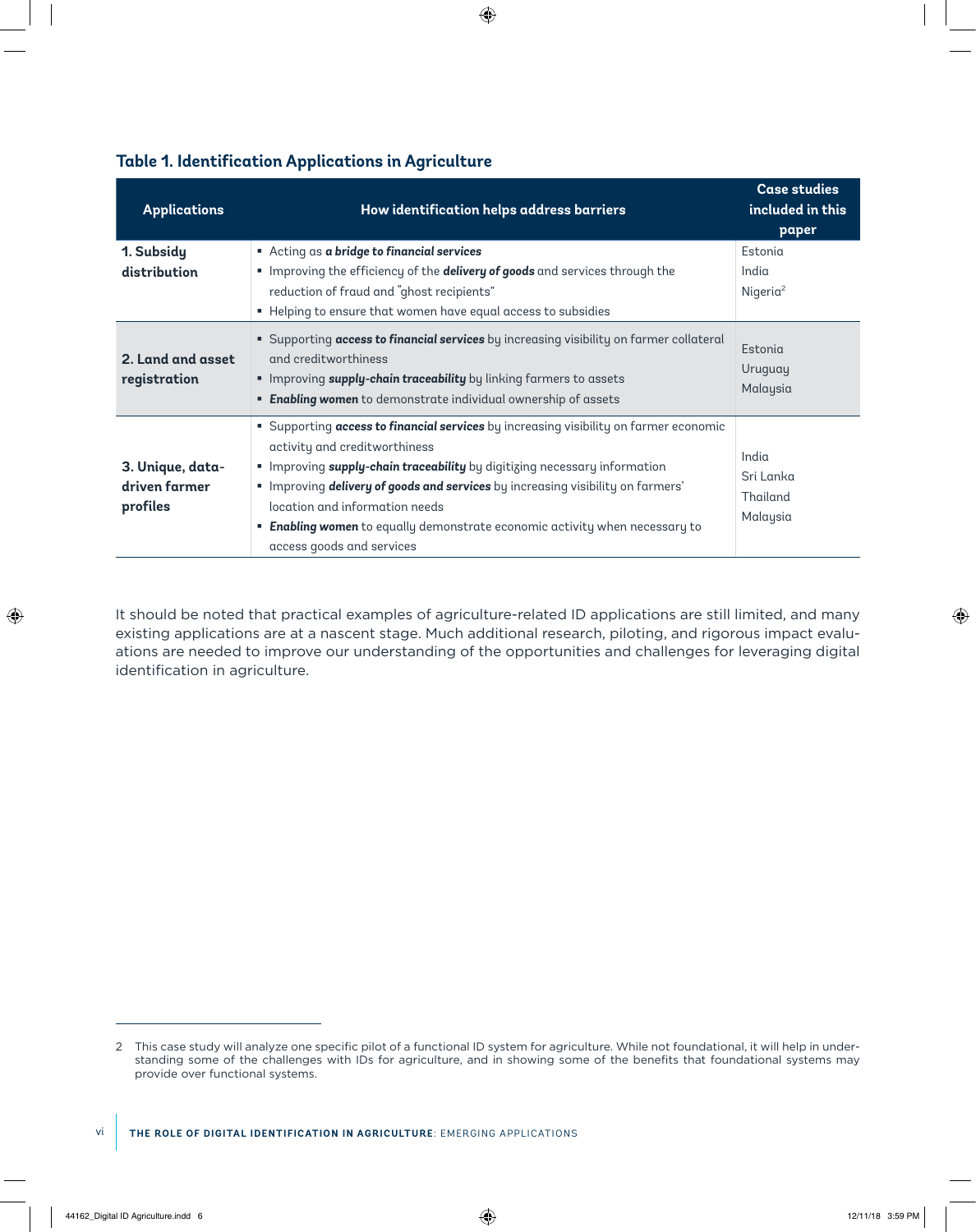### Table 1. Identification Applications in Agriculture

| Applications | How identification helps address barriers | Case studies included in this paper |
|---|---|---|
| **1. Subsidy distribution** | ▪ Acting as ***a bridge to financial services***<br>▪ Improving the efficiency of the ***delivery of goods*** and services through the reduction of fraud and "ghost recipients"<br>▪ Helping to ensure that women have equal access to subsidies | Estonia<br>India<br>Nigeria[2] |
| **2. Land and asset registration** | ▪ Supporting ***access to financial services*** by increasing visibility on farmer collateral and creditworthiness<br>▪ Improving ***supply-chain traceability*** by linking farmers to assets<br>▪ ***Enabling women*** to demonstrate individual ownership of assets | Estonia<br>Uruguay<br>Malaysia |
| **3. Unique, data-driven farmer profiles** | ▪ Supporting ***access to financial services*** by increasing visibility on farmer economic activity and creditworthiness<br>▪ Improving ***supply-chain traceability*** by digitizing necessary information<br>▪ Improving ***delivery of goods and services*** by increasing visibility on farmers' location and information needs<br>▪ ***Enabling women*** to equally demonstrate economic activity when necessary to access goods and services | India<br>Sri Lanka<br>Thailand<br>Malaysia |

It should be noted that practical examples of agriculture-related ID applications are still limited, and many existing applications are at a nascent stage. Much additional research, piloting, and rigorous impact evaluations are needed to improve our understanding of the opportunities and challenges for leveraging digital identification in agriculture.

2 This case study will analyze one specific pilot of a functional ID system for agriculture. While not foundational, it will help in understanding some of the challenges with IDs for agriculture, and in showing some of the benefits that foundational systems may provide over functional systems.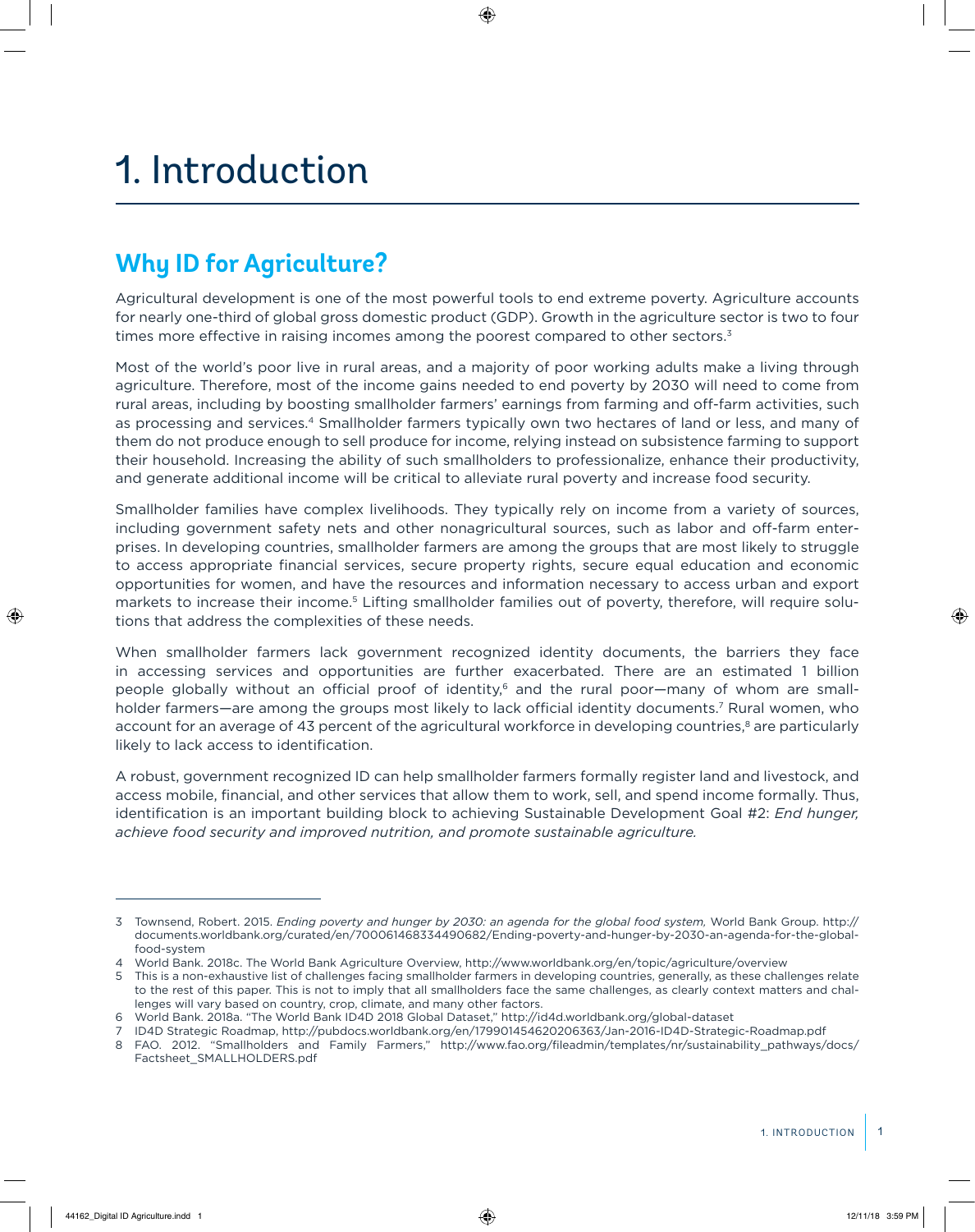# 1. Introduction

## Why ID for Agriculture?

Agricultural development is one of the most powerful tools to end extreme poverty. Agriculture accounts for nearly one-third of global gross domestic product (GDP). Growth in the agriculture sector is two to four times more effective in raising incomes among the poorest compared to other sectors.[3]

Most of the world's poor live in rural areas, and a majority of poor working adults make a living through agriculture. Therefore, most of the income gains needed to end poverty by 2030 will need to come from rural areas, including by boosting smallholder farmers' earnings from farming and off-farm activities, such as processing and services.[4] Smallholder farmers typically own two hectares of land or less, and many of them do not produce enough to sell produce for income, relying instead on subsistence farming to support their household. Increasing the ability of such smallholders to professionalize, enhance their productivity, and generate additional income will be critical to alleviate rural poverty and increase food security.

Smallholder families have complex livelihoods. They typically rely on income from a variety of sources, including government safety nets and other nonagricultural sources, such as labor and off-farm enterprises. In developing countries, smallholder farmers are among the groups that are most likely to struggle to access appropriate financial services, secure property rights, secure equal education and economic opportunities for women, and have the resources and information necessary to access urban and export markets to increase their income.[5] Lifting smallholder families out of poverty, therefore, will require solutions that address the complexities of these needs.

When smallholder farmers lack government recognized identity documents, the barriers they face in accessing services and opportunities are further exacerbated. There are an estimated 1 billion people globally without an official proof of identity,[6] and the rural poor—many of whom are smallholder farmers—are among the groups most likely to lack official identity documents.[7] Rural women, who account for an average of 43 percent of the agricultural workforce in developing countries,[8] are particularly likely to lack access to identification.

A robust, government recognized ID can help smallholder farmers formally register land and livestock, and access mobile, financial, and other services that allow them to work, sell, and spend income formally. Thus, identification is an important building block to achieving Sustainable Development Goal #2: *End hunger, achieve food security and improved nutrition, and promote sustainable agriculture.*

---

3 Townsend, Robert. 2015. *Ending poverty and hunger by 2030: an agenda for the global food system,* World Bank Group. http://documents.worldbank.org/curated/en/700061468334490682/Ending-poverty-and-hunger-by-2030-an-agenda-for-the-global-food-system

4 World Bank. 2018c. The World Bank Agriculture Overview, http://www.worldbank.org/en/topic/agriculture/overview

5 This is a non-exhaustive list of challenges facing smallholder farmers in developing countries, generally, as these challenges relate to the rest of this paper. This is not to imply that all smallholders face the same challenges, as clearly context matters and challenges will vary based on country, crop, climate, and many other factors.

6 World Bank. 2018a. "The World Bank ID4D 2018 Global Dataset," http://id4d.worldbank.org/global-dataset

7 ID4D Strategic Roadmap, http://pubdocs.worldbank.org/en/179901454620206363/Jan-2016-ID4D-Strategic-Roadmap.pdf

8 FAO. 2012. "Smallholders and Family Farmers," http://www.fao.org/fileadmin/templates/nr/sustainability_pathways/docs/Factsheet_SMALLHOLDERS.pdf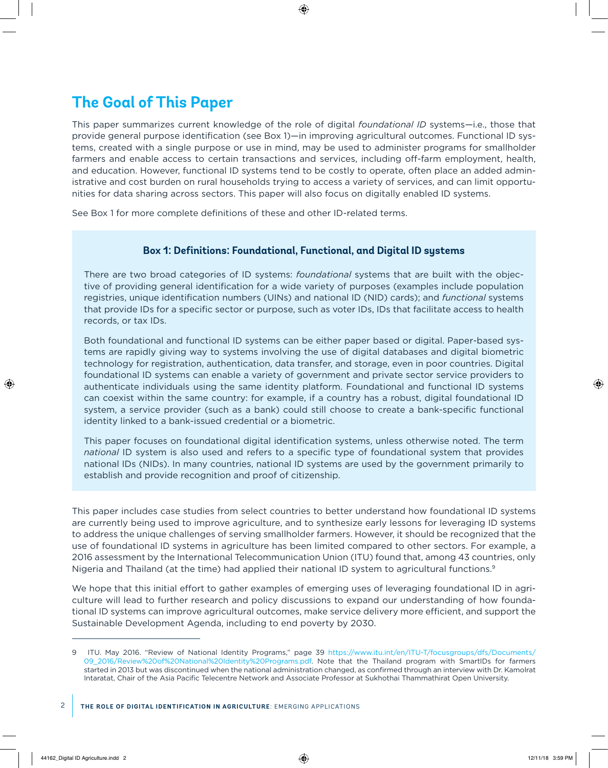## The Goal of This Paper

This paper summarizes current knowledge of the role of digital *foundational ID* systems—i.e., those that provide general purpose identification (see Box 1)—in improving agricultural outcomes. Functional ID systems, created with a single purpose or use in mind, may be used to administer programs for smallholder farmers and enable access to certain transactions and services, including off-farm employment, health, and education. However, functional ID systems tend to be costly to operate, often place an added administrative and cost burden on rural households trying to access a variety of services, and can limit opportunities for data sharing across sectors. This paper will also focus on digitally enabled ID systems.

See Box 1 for more complete definitions of these and other ID-related terms.

### Box 1: Definitions: Foundational, Functional, and Digital ID systems

There are two broad categories of ID systems: *foundational* systems that are built with the objective of providing general identification for a wide variety of purposes (examples include population registries, unique identification numbers (UINs) and national ID (NID) cards); and *functional* systems that provide IDs for a specific sector or purpose, such as voter IDs, IDs that facilitate access to health records, or tax IDs.

Both foundational and functional ID systems can be either paper based or digital. Paper-based systems are rapidly giving way to systems involving the use of digital databases and digital biometric technology for registration, authentication, data transfer, and storage, even in poor countries. Digital foundational ID systems can enable a variety of government and private sector service providers to authenticate individuals using the same identity platform. Foundational and functional ID systems can coexist within the same country: for example, if a country has a robust, digital foundational ID system, a service provider (such as a bank) could still choose to create a bank-specific functional identity linked to a bank-issued credential or a biometric.

This paper focuses on foundational digital identification systems, unless otherwise noted. The term *national* ID system is also used and refers to a specific type of foundational system that provides national IDs (NIDs). In many countries, national ID systems are used by the government primarily to establish and provide recognition and proof of citizenship.

This paper includes case studies from select countries to better understand how foundational ID systems are currently being used to improve agriculture, and to synthesize early lessons for leveraging ID systems to address the unique challenges of serving smallholder farmers. However, it should be recognized that the use of foundational ID systems in agriculture has been limited compared to other sectors. For example, a 2016 assessment by the International Telecommunication Union (ITU) found that, among 43 countries, only Nigeria and Thailand (at the time) had applied their national ID system to agricultural functions.[9]

We hope that this initial effort to gather examples of emerging uses of leveraging foundational ID in agriculture will lead to further research and policy discussions to expand our understanding of how foundational ID systems can improve agricultural outcomes, make service delivery more efficient, and support the Sustainable Development Agenda, including to end poverty by 2030.

---

9 ITU. May 2016. "Review of National Identity Programs," page 39 https://www.itu.int/en/ITU-T/focusgroups/dfs/Documents/09_2016/Review%20of%20National%20Identity%20Programs.pdf. Note that the Thailand program with SmartIDs for farmers started in 2013 but was discontinued when the national administration changed, as confirmed through an interview with Dr. Kamolrat Intaratat, Chair of the Asia Pacific Telecentre Network and Associate Professor at Sukhothai Thammathirat Open University.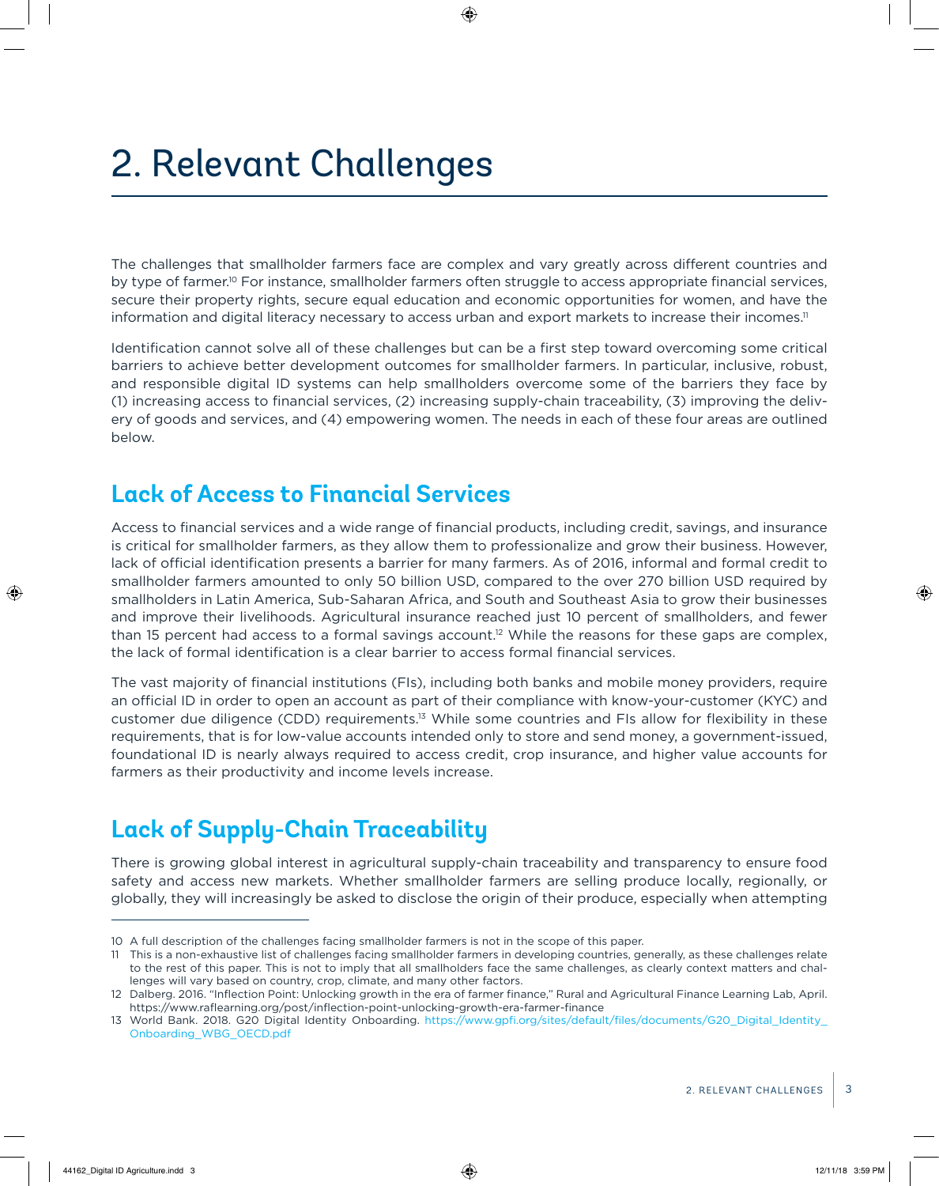# 2. Relevant Challenges

The challenges that smallholder farmers face are complex and vary greatly across different countries and by type of farmer.[10] For instance, smallholder farmers often struggle to access appropriate financial services, secure their property rights, secure equal education and economic opportunities for women, and have the information and digital literacy necessary to access urban and export markets to increase their incomes.[11]

Identification cannot solve all of these challenges but can be a first step toward overcoming some critical barriers to achieve better development outcomes for smallholder farmers. In particular, inclusive, robust, and responsible digital ID systems can help smallholders overcome some of the barriers they face by (1) increasing access to financial services, (2) increasing supply-chain traceability, (3) improving the delivery of goods and services, and (4) empowering women. The needs in each of these four areas are outlined below.

## Lack of Access to Financial Services

Access to financial services and a wide range of financial products, including credit, savings, and insurance is critical for smallholder farmers, as they allow them to professionalize and grow their business. However, lack of official identification presents a barrier for many farmers. As of 2016, informal and formal credit to smallholder farmers amounted to only 50 billion USD, compared to the over 270 billion USD required by smallholders in Latin America, Sub-Saharan Africa, and South and Southeast Asia to grow their businesses and improve their livelihoods. Agricultural insurance reached just 10 percent of smallholders, and fewer than 15 percent had access to a formal savings account.[12] While the reasons for these gaps are complex, the lack of formal identification is a clear barrier to access formal financial services.

The vast majority of financial institutions (FIs), including both banks and mobile money providers, require an official ID in order to open an account as part of their compliance with know-your-customer (KYC) and customer due diligence (CDD) requirements.[13] While some countries and FIs allow for flexibility in these requirements, that is for low-value accounts intended only to store and send money, a government-issued, foundational ID is nearly always required to access credit, crop insurance, and higher value accounts for farmers as their productivity and income levels increase.

## Lack of Supply-Chain Traceability

There is growing global interest in agricultural supply-chain traceability and transparency to ensure food safety and access new markets. Whether smallholder farmers are selling produce locally, regionally, or globally, they will increasingly be asked to disclose the origin of their produce, especially when attempting

---

10 A full description of the challenges facing smallholder farmers is not in the scope of this paper.

11 This is a non-exhaustive list of challenges facing smallholder farmers in developing countries, generally, as these challenges relate to the rest of this paper. This is not to imply that all smallholders face the same challenges, as clearly context matters and challenges will vary based on country, crop, climate, and many other factors.

12 Dalberg. 2016. "Inflection Point: Unlocking growth in the era of farmer finance," Rural and Agricultural Finance Learning Lab, April. https://www.raflearning.org/post/inflection-point-unlocking-growth-era-farmer-finance

13 World Bank. 2018. G20 Digital Identity Onboarding. https://www.gpfi.org/sites/default/files/documents/G20_Digital_Identity_Onboarding_WBG_OECD.pdf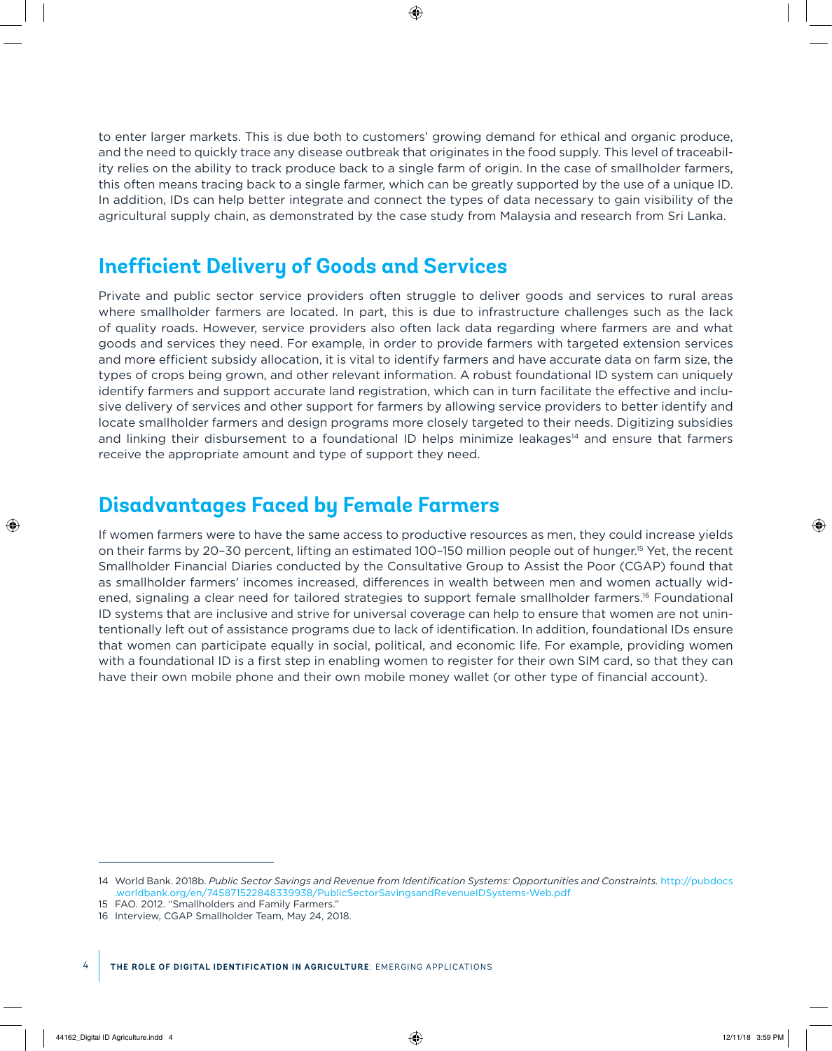to enter larger markets. This is due both to customers' growing demand for ethical and organic produce, and the need to quickly trace any disease outbreak that originates in the food supply. This level of traceability relies on the ability to track produce back to a single farm of origin. In the case of smallholder farmers, this often means tracing back to a single farmer, which can be greatly supported by the use of a unique ID. In addition, IDs can help better integrate and connect the types of data necessary to gain visibility of the agricultural supply chain, as demonstrated by the case study from Malaysia and research from Sri Lanka.

## Inefficient Delivery of Goods and Services

Private and public sector service providers often struggle to deliver goods and services to rural areas where smallholder farmers are located. In part, this is due to infrastructure challenges such as the lack of quality roads. However, service providers also often lack data regarding where farmers are and what goods and services they need. For example, in order to provide farmers with targeted extension services and more efficient subsidy allocation, it is vital to identify farmers and have accurate data on farm size, the types of crops being grown, and other relevant information. A robust foundational ID system can uniquely identify farmers and support accurate land registration, which can in turn facilitate the effective and inclusive delivery of services and other support for farmers by allowing service providers to better identify and locate smallholder farmers and design programs more closely targeted to their needs. Digitizing subsidies and linking their disbursement to a foundational ID helps minimize leakages[14] and ensure that farmers receive the appropriate amount and type of support they need.

## Disadvantages Faced by Female Farmers

If women farmers were to have the same access to productive resources as men, they could increase yields on their farms by 20–30 percent, lifting an estimated 100–150 million people out of hunger.[15] Yet, the recent Smallholder Financial Diaries conducted by the Consultative Group to Assist the Poor (CGAP) found that as smallholder farmers' incomes increased, differences in wealth between men and women actually widened, signaling a clear need for tailored strategies to support female smallholder farmers.[16] Foundational ID systems that are inclusive and strive for universal coverage can help to ensure that women are not unintentionally left out of assistance programs due to lack of identification. In addition, foundational IDs ensure that women can participate equally in social, political, and economic life. For example, providing women with a foundational ID is a first step in enabling women to register for their own SIM card, so that they can have their own mobile phone and their own mobile money wallet (or other type of financial account).

---

14 World Bank. 2018b. *Public Sector Savings and Revenue from Identification Systems: Opportunities and Constraints.* http://pubdocs.worldbank.org/en/745871522848339938/PublicSectorSavingsandRevenueIDSystems-Web.pdf

15 FAO. 2012. "Smallholders and Family Farmers."

16 Interview, CGAP Smallholder Team, May 24, 2018.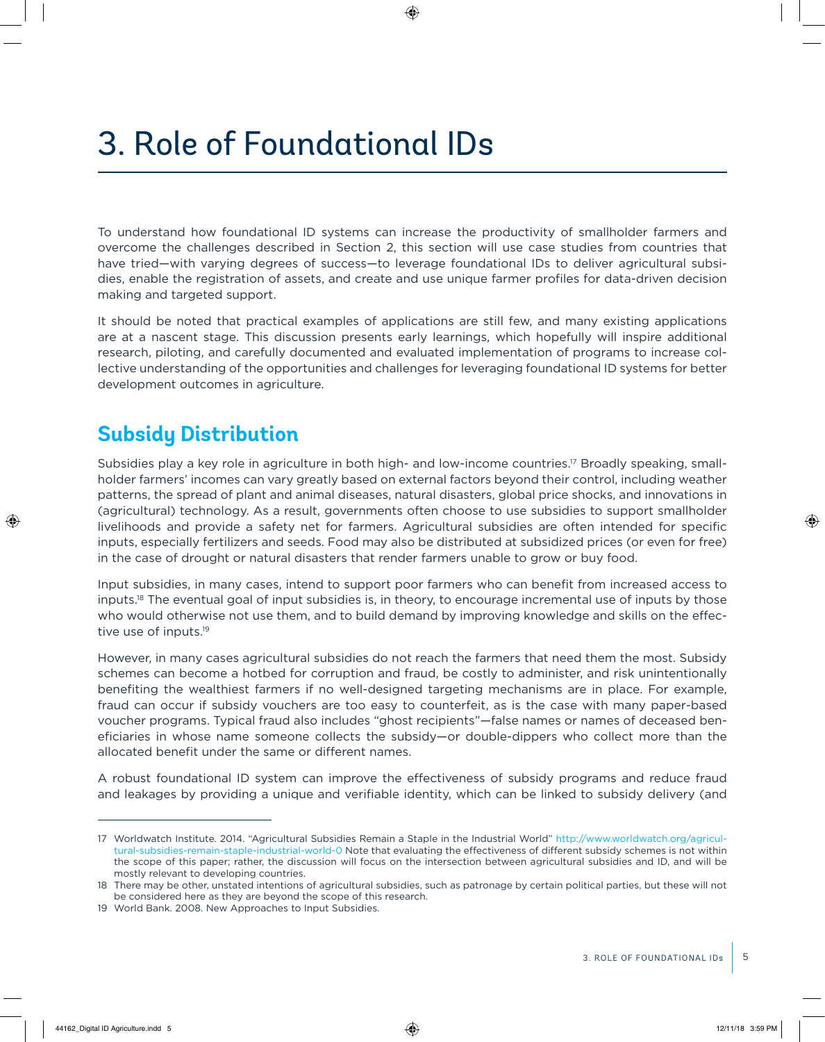# 3. Role of Foundational IDs

To understand how foundational ID systems can increase the productivity of smallholder farmers and overcome the challenges described in Section 2, this section will use case studies from countries that have tried—with varying degrees of success—to leverage foundational IDs to deliver agricultural subsidies, enable the registration of assets, and create and use unique farmer profiles for data-driven decision making and targeted support.

It should be noted that practical examples of applications are still few, and many existing applications are at a nascent stage. This discussion presents early learnings, which hopefully will inspire additional research, piloting, and carefully documented and evaluated implementation of programs to increase collective understanding of the opportunities and challenges for leveraging foundational ID systems for better development outcomes in agriculture.

## Subsidy Distribution

Subsidies play a key role in agriculture in both high- and low-income countries.[17] Broadly speaking, smallholder farmers' incomes can vary greatly based on external factors beyond their control, including weather patterns, the spread of plant and animal diseases, natural disasters, global price shocks, and innovations in (agricultural) technology. As a result, governments often choose to use subsidies to support smallholder livelihoods and provide a safety net for farmers. Agricultural subsidies are often intended for specific inputs, especially fertilizers and seeds. Food may also be distributed at subsidized prices (or even for free) in the case of drought or natural disasters that render farmers unable to grow or buy food.

Input subsidies, in many cases, intend to support poor farmers who can benefit from increased access to inputs.[18] The eventual goal of input subsidies is, in theory, to encourage incremental use of inputs by those who would otherwise not use them, and to build demand by improving knowledge and skills on the effective use of inputs.[19]

However, in many cases agricultural subsidies do not reach the farmers that need them the most. Subsidy schemes can become a hotbed for corruption and fraud, be costly to administer, and risk unintentionally benefiting the wealthiest farmers if no well-designed targeting mechanisms are in place. For example, fraud can occur if subsidy vouchers are too easy to counterfeit, as is the case with many paper-based voucher programs. Typical fraud also includes "ghost recipients"—false names or names of deceased beneficiaries in whose name someone collects the subsidy—or double-dippers who collect more than the allocated benefit under the same or different names.

A robust foundational ID system can improve the effectiveness of subsidy programs and reduce fraud and leakages by providing a unique and verifiable identity, which can be linked to subsidy delivery (and

---

17 Worldwatch Institute. 2014. "Agricultural Subsidies Remain a Staple in the Industrial World" http://www.worldwatch.org/agricultural-subsidies-remain-staple-industrial-world-0 Note that evaluating the effectiveness of different subsidy schemes is not within the scope of this paper; rather, the discussion will focus on the intersection between agricultural subsidies and ID, and will be mostly relevant to developing countries.

18 There may be other, unstated intentions of agricultural subsidies, such as patronage by certain political parties, but these will not be considered here as they are beyond the scope of this research.

19 World Bank. 2008. New Approaches to Input Subsidies.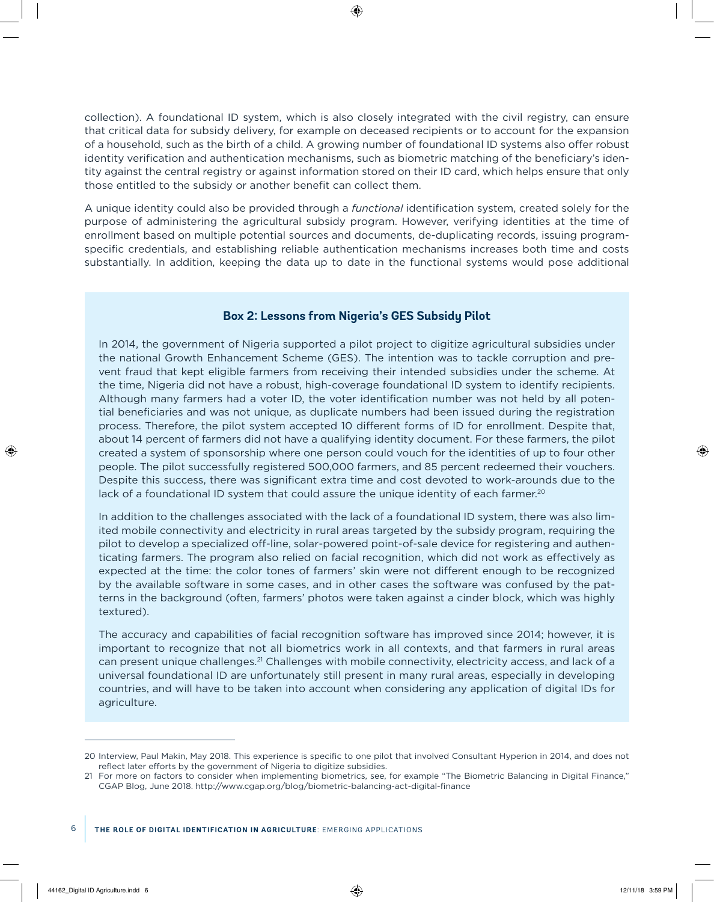collection). A foundational ID system, which is also closely integrated with the civil registry, can ensure that critical data for subsidy delivery, for example on deceased recipients or to account for the expansion of a household, such as the birth of a child. A growing number of foundational ID systems also offer robust identity verification and authentication mechanisms, such as biometric matching of the beneficiary's identity against the central registry or against information stored on their ID card, which helps ensure that only those entitled to the subsidy or another benefit can collect them.

A unique identity could also be provided through a *functional* identification system, created solely for the purpose of administering the agricultural subsidy program. However, verifying identities at the time of enrollment based on multiple potential sources and documents, de-duplicating records, issuing program-specific credentials, and establishing reliable authentication mechanisms increases both time and costs substantially. In addition, keeping the data up to date in the functional systems would pose additional

### Box 2: Lessons from Nigeria's GES Subsidy Pilot

In 2014, the government of Nigeria supported a pilot project to digitize agricultural subsidies under the national Growth Enhancement Scheme (GES). The intention was to tackle corruption and prevent fraud that kept eligible farmers from receiving their intended subsidies under the scheme. At the time, Nigeria did not have a robust, high-coverage foundational ID system to identify recipients. Although many farmers had a voter ID, the voter identification number was not held by all potential beneficiaries and was not unique, as duplicate numbers had been issued during the registration process. Therefore, the pilot system accepted 10 different forms of ID for enrollment. Despite that, about 14 percent of farmers did not have a qualifying identity document. For these farmers, the pilot created a system of sponsorship where one person could vouch for the identities of up to four other people. The pilot successfully registered 500,000 farmers, and 85 percent redeemed their vouchers. Despite this success, there was significant extra time and cost devoted to work-arounds due to the lack of a foundational ID system that could assure the unique identity of each farmer.[20]

In addition to the challenges associated with the lack of a foundational ID system, there was also limited mobile connectivity and electricity in rural areas targeted by the subsidy program, requiring the pilot to develop a specialized off-line, solar-powered point-of-sale device for registering and authenticating farmers. The program also relied on facial recognition, which did not work as effectively as expected at the time: the color tones of farmers' skin were not different enough to be recognized by the available software in some cases, and in other cases the software was confused by the patterns in the background (often, farmers' photos were taken against a cinder block, which was highly textured).

The accuracy and capabilities of facial recognition software has improved since 2014; however, it is important to recognize that not all biometrics work in all contexts, and that farmers in rural areas can present unique challenges.[21] Challenges with mobile connectivity, electricity access, and lack of a universal foundational ID are unfortunately still present in many rural areas, especially in developing countries, and will have to be taken into account when considering any application of digital IDs for agriculture.

---

20 Interview, Paul Makin, May 2018. This experience is specific to one pilot that involved Consultant Hyperion in 2014, and does not reflect later efforts by the government of Nigeria to digitize subsidies.

21 For more on factors to consider when implementing biometrics, see, for example "The Biometric Balancing in Digital Finance," CGAP Blog, June 2018. http://www.cgap.org/blog/biometric-balancing-act-digital-finance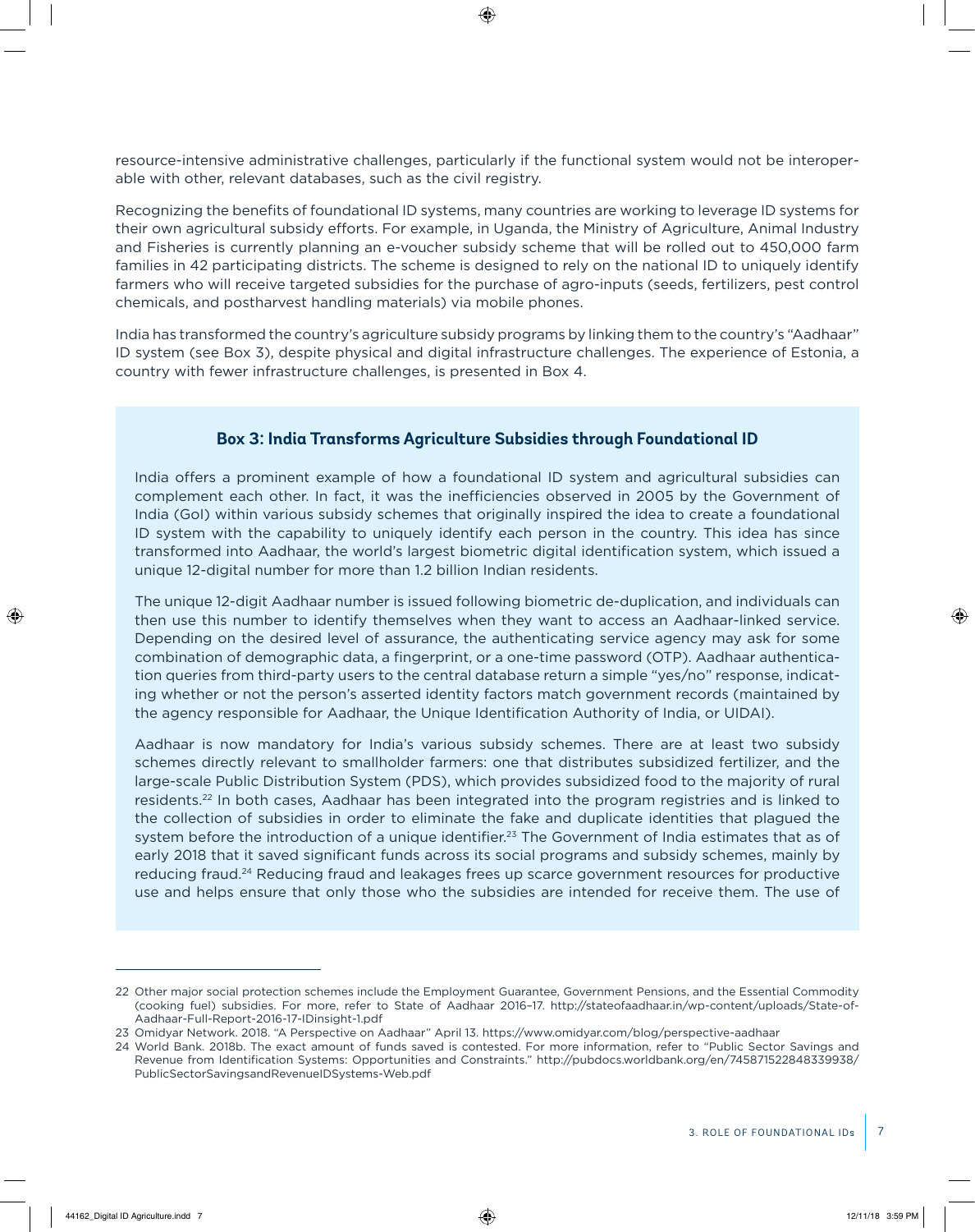resource-intensive administrative challenges, particularly if the functional system would not be interoperable with other, relevant databases, such as the civil registry.

Recognizing the benefits of foundational ID systems, many countries are working to leverage ID systems for their own agricultural subsidy efforts. For example, in Uganda, the Ministry of Agriculture, Animal Industry and Fisheries is currently planning an e-voucher subsidy scheme that will be rolled out to 450,000 farm families in 42 participating districts. The scheme is designed to rely on the national ID to uniquely identify farmers who will receive targeted subsidies for the purchase of agro-inputs (seeds, fertilizers, pest control chemicals, and postharvest handling materials) via mobile phones.

India has transformed the country's agriculture subsidy programs by linking them to the country's "Aadhaar" ID system (see Box 3), despite physical and digital infrastructure challenges. The experience of Estonia, a country with fewer infrastructure challenges, is presented in Box 4.

### Box 3: India Transforms Agriculture Subsidies through Foundational ID

India offers a prominent example of how a foundational ID system and agricultural subsidies can complement each other. In fact, it was the inefficiencies observed in 2005 by the Government of India (GoI) within various subsidy schemes that originally inspired the idea to create a foundational ID system with the capability to uniquely identify each person in the country. This idea has since transformed into Aadhaar, the world's largest biometric digital identification system, which issued a unique 12-digital number for more than 1.2 billion Indian residents.

The unique 12-digit Aadhaar number is issued following biometric de-duplication, and individuals can then use this number to identify themselves when they want to access an Aadhaar-linked service. Depending on the desired level of assurance, the authenticating service agency may ask for some combination of demographic data, a fingerprint, or a one-time password (OTP). Aadhaar authentication queries from third-party users to the central database return a simple "yes/no" response, indicating whether or not the person's asserted identity factors match government records (maintained by the agency responsible for Aadhaar, the Unique Identification Authority of India, or UIDAI).

Aadhaar is now mandatory for India's various subsidy schemes. There are at least two subsidy schemes directly relevant to smallholder farmers: one that distributes subsidized fertilizer, and the large-scale Public Distribution System (PDS), which provides subsidized food to the majority of rural residents.[22] In both cases, Aadhaar has been integrated into the program registries and is linked to the collection of subsidies in order to eliminate the fake and duplicate identities that plagued the system before the introduction of a unique identifier.[23] The Government of India estimates that as of early 2018 that it saved significant funds across its social programs and subsidy schemes, mainly by reducing fraud.[24] Reducing fraud and leakages frees up scarce government resources for productive use and helps ensure that only those who the subsidies are intended for receive them. The use of

---

22 Other major social protection schemes include the Employment Guarantee, Government Pensions, and the Essential Commodity (cooking fuel) subsidies. For more, refer to State of Aadhaar 2016–17. http://stateofaadhaar.in/wp-content/uploads/State-of-Aadhaar-Full-Report-2016-17-IDinsight-1.pdf

23 Omidyar Network. 2018. "A Perspective on Aadhaar" April 13. https://www.omidyar.com/blog/perspective-aadhaar

24 World Bank. 2018b. The exact amount of funds saved is contested. For more information, refer to "Public Sector Savings and Revenue from Identification Systems: Opportunities and Constraints." http://pubdocs.worldbank.org/en/745871522848339938/PublicSectorSavingsandRevenueIDSystems-Web.pdf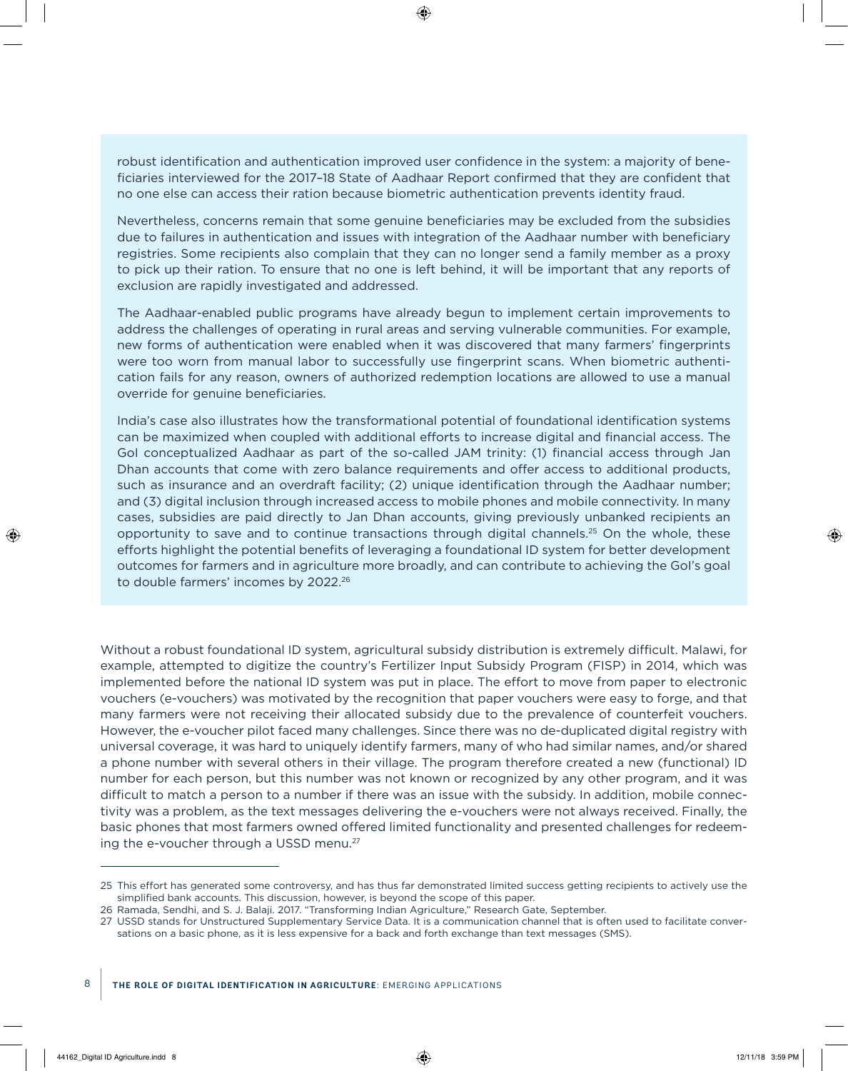robust identification and authentication improved user confidence in the system: a majority of beneficiaries interviewed for the 2017–18 State of Aadhaar Report confirmed that they are confident that no one else can access their ration because biometric authentication prevents identity fraud.

Nevertheless, concerns remain that some genuine beneficiaries may be excluded from the subsidies due to failures in authentication and issues with integration of the Aadhaar number with beneficiary registries. Some recipients also complain that they can no longer send a family member as a proxy to pick up their ration. To ensure that no one is left behind, it will be important that any reports of exclusion are rapidly investigated and addressed.

The Aadhaar-enabled public programs have already begun to implement certain improvements to address the challenges of operating in rural areas and serving vulnerable communities. For example, new forms of authentication were enabled when it was discovered that many farmers' fingerprints were too worn from manual labor to successfully use fingerprint scans. When biometric authentication fails for any reason, owners of authorized redemption locations are allowed to use a manual override for genuine beneficiaries.

India's case also illustrates how the transformational potential of foundational identification systems can be maximized when coupled with additional efforts to increase digital and financial access. The GoI conceptualized Aadhaar as part of the so-called JAM trinity: (1) financial access through Jan Dhan accounts that come with zero balance requirements and offer access to additional products, such as insurance and an overdraft facility; (2) unique identification through the Aadhaar number; and (3) digital inclusion through increased access to mobile phones and mobile connectivity. In many cases, subsidies are paid directly to Jan Dhan accounts, giving previously unbanked recipients an opportunity to save and to continue transactions through digital channels.[25] On the whole, these efforts highlight the potential benefits of leveraging a foundational ID system for better development outcomes for farmers and in agriculture more broadly, and can contribute to achieving the GoI's goal to double farmers' incomes by 2022.[26]

Without a robust foundational ID system, agricultural subsidy distribution is extremely difficult. Malawi, for example, attempted to digitize the country's Fertilizer Input Subsidy Program (FISP) in 2014, which was implemented before the national ID system was put in place. The effort to move from paper to electronic vouchers (e-vouchers) was motivated by the recognition that paper vouchers were easy to forge, and that many farmers were not receiving their allocated subsidy due to the prevalence of counterfeit vouchers. However, the e-voucher pilot faced many challenges. Since there was no de-duplicated digital registry with universal coverage, it was hard to uniquely identify farmers, many of who had similar names, and/or shared a phone number with several others in their village. The program therefore created a new (functional) ID number for each person, but this number was not known or recognized by any other program, and it was difficult to match a person to a number if there was an issue with the subsidy. In addition, mobile connectivity was a problem, as the text messages delivering the e-vouchers were not always received. Finally, the basic phones that most farmers owned offered limited functionality and presented challenges for redeeming the e-voucher through a USSD menu.[27]

---

25 This effort has generated some controversy, and has thus far demonstrated limited success getting recipients to actively use the simplified bank accounts. This discussion, however, is beyond the scope of this paper.

26 Ramada, Sendhi, and S. J. Balaji. 2017. "Transforming Indian Agriculture," Research Gate, September.

27 USSD stands for Unstructured Supplementary Service Data. It is a communication channel that is often used to facilitate conversations on a basic phone, as it is less expensive for a back and forth exchange than text messages (SMS).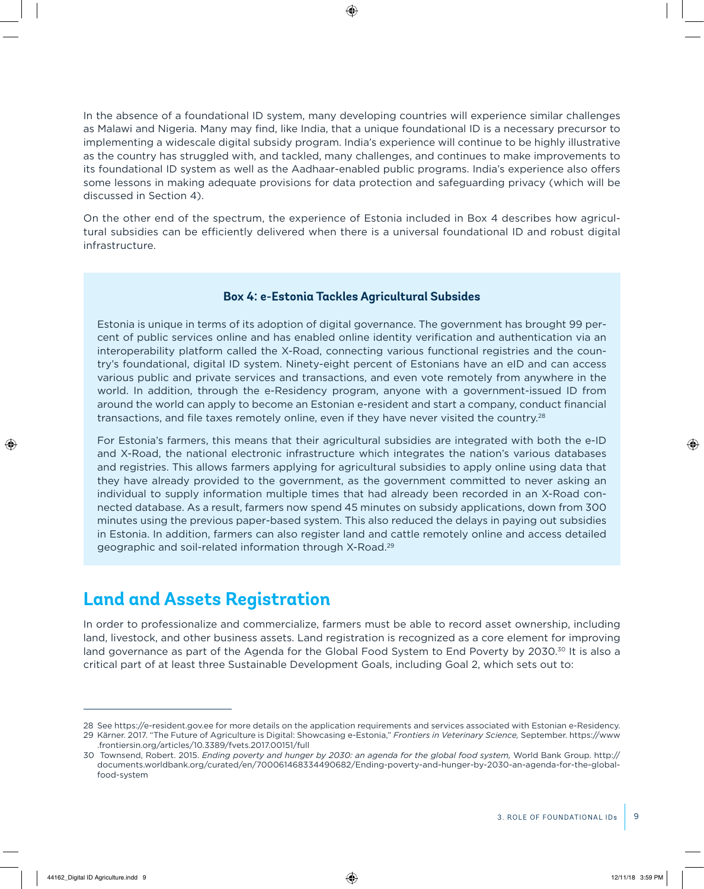In the absence of a foundational ID system, many developing countries will experience similar challenges as Malawi and Nigeria. Many may find, like India, that a unique foundational ID is a necessary precursor to implementing a widescale digital subsidy program. India's experience will continue to be highly illustrative as the country has struggled with, and tackled, many challenges, and continues to make improvements to its foundational ID system as well as the Aadhaar-enabled public programs. India's experience also offers some lessons in making adequate provisions for data protection and safeguarding privacy (which will be discussed in Section 4).

On the other end of the spectrum, the experience of Estonia included in Box 4 describes how agricultural subsidies can be efficiently delivered when there is a universal foundational ID and robust digital infrastructure.

> **Box 4: e-Estonia Tackles Agricultural Subsides**
>
> Estonia is unique in terms of its adoption of digital governance. The government has brought 99 percent of public services online and has enabled online identity verification and authentication via an interoperability platform called the X-Road, connecting various functional registries and the country's foundational, digital ID system. Ninety-eight percent of Estonians have an eID and can access various public and private services and transactions, and even vote remotely from anywhere in the world. In addition, through the e-Residency program, anyone with a government-issued ID from around the world can apply to become an Estonian e-resident and start a company, conduct financial transactions, and file taxes remotely online, even if they have never visited the country.[28]
>
> For Estonia's farmers, this means that their agricultural subsidies are integrated with both the e-ID and X-Road, the national electronic infrastructure which integrates the nation's various databases and registries. This allows farmers applying for agricultural subsidies to apply online using data that they have already provided to the government, as the government committed to never asking an individual to supply information multiple times that had already been recorded in an X-Road connected database. As a result, farmers now spend 45 minutes on subsidy applications, down from 300 minutes using the previous paper-based system. This also reduced the delays in paying out subsidies in Estonia. In addition, farmers can also register land and cattle remotely online and access detailed geographic and soil-related information through X-Road.[29]

## Land and Assets Registration

In order to professionalize and commercialize, farmers must be able to record asset ownership, including land, livestock, and other business assets. Land registration is recognized as a core element for improving land governance as part of the Agenda for the Global Food System to End Poverty by 2030.[30] It is also a critical part of at least three Sustainable Development Goals, including Goal 2, which sets out to:

---

28 See https://e-resident.gov.ee for more details on the application requirements and services associated with Estonian e-Residency.

29 Kärner. 2017. "The Future of Agriculture is Digital: Showcasing e-Estonia," *Frontiers in Veterinary Science,* September. https://www.frontiersin.org/articles/10.3389/fvets.2017.00151/full

30 Townsend, Robert. 2015. *Ending poverty and hunger by 2030: an agenda for the global food system,* World Bank Group. http://documents.worldbank.org/curated/en/700061468334490682/Ending-poverty-and-hunger-by-2030-an-agenda-for-the-global-food-system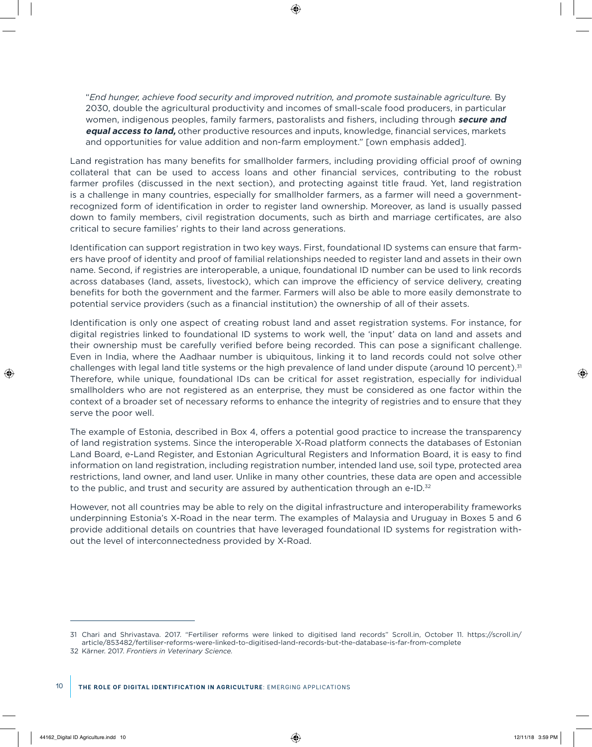"*End hunger, achieve food security and improved nutrition, and promote sustainable agriculture.* By 2030, double the agricultural productivity and incomes of small-scale food producers, in particular women, indigenous peoples, family farmers, pastoralists and fishers, including through ***secure and equal access to land,*** other productive resources and inputs, knowledge, financial services, markets and opportunities for value addition and non-farm employment." [own emphasis added].

Land registration has many benefits for smallholder farmers, including providing official proof of owning collateral that can be used to access loans and other financial services, contributing to the robust farmer profiles (discussed in the next section), and protecting against title fraud. Yet, land registration is a challenge in many countries, especially for smallholder farmers, as a farmer will need a government-recognized form of identification in order to register land ownership. Moreover, as land is usually passed down to family members, civil registration documents, such as birth and marriage certificates, are also critical to secure families' rights to their land across generations.

Identification can support registration in two key ways. First, foundational ID systems can ensure that farmers have proof of identity and proof of familial relationships needed to register land and assets in their own name. Second, if registries are interoperable, a unique, foundational ID number can be used to link records across databases (land, assets, livestock), which can improve the efficiency of service delivery, creating benefits for both the government and the farmer. Farmers will also be able to more easily demonstrate to potential service providers (such as a financial institution) the ownership of all of their assets.

Identification is only one aspect of creating robust land and asset registration systems. For instance, for digital registries linked to foundational ID systems to work well, the 'input' data on land and assets and their ownership must be carefully verified before being recorded. This can pose a significant challenge. Even in India, where the Aadhaar number is ubiquitous, linking it to land records could not solve other challenges with legal land title systems or the high prevalence of land under dispute (around 10 percent).[31] Therefore, while unique, foundational IDs can be critical for asset registration, especially for individual smallholders who are not registered as an enterprise, they must be considered as one factor within the context of a broader set of necessary reforms to enhance the integrity of registries and to ensure that they serve the poor well.

The example of Estonia, described in Box 4, offers a potential good practice to increase the transparency of land registration systems. Since the interoperable X-Road platform connects the databases of Estonian Land Board, e-Land Register, and Estonian Agricultural Registers and Information Board, it is easy to find information on land registration, including registration number, intended land use, soil type, protected area restrictions, land owner, and land user. Unlike in many other countries, these data are open and accessible to the public, and trust and security are assured by authentication through an e-ID.[32]

However, not all countries may be able to rely on the digital infrastructure and interoperability frameworks underpinning Estonia's X-Road in the near term. The examples of Malaysia and Uruguay in Boxes 5 and 6 provide additional details on countries that have leveraged foundational ID systems for registration without the level of interconnectedness provided by X-Road.

---

31 Chari and Shrivastava. 2017. "Fertiliser reforms were linked to digitised land records" Scroll.in, October 11. https://scroll.in/article/853482/fertiliser-reforms-were-linked-to-digitised-land-records-but-the-database-is-far-from-complete

32 Kärner. 2017. *Frontiers in Veterinary Science.*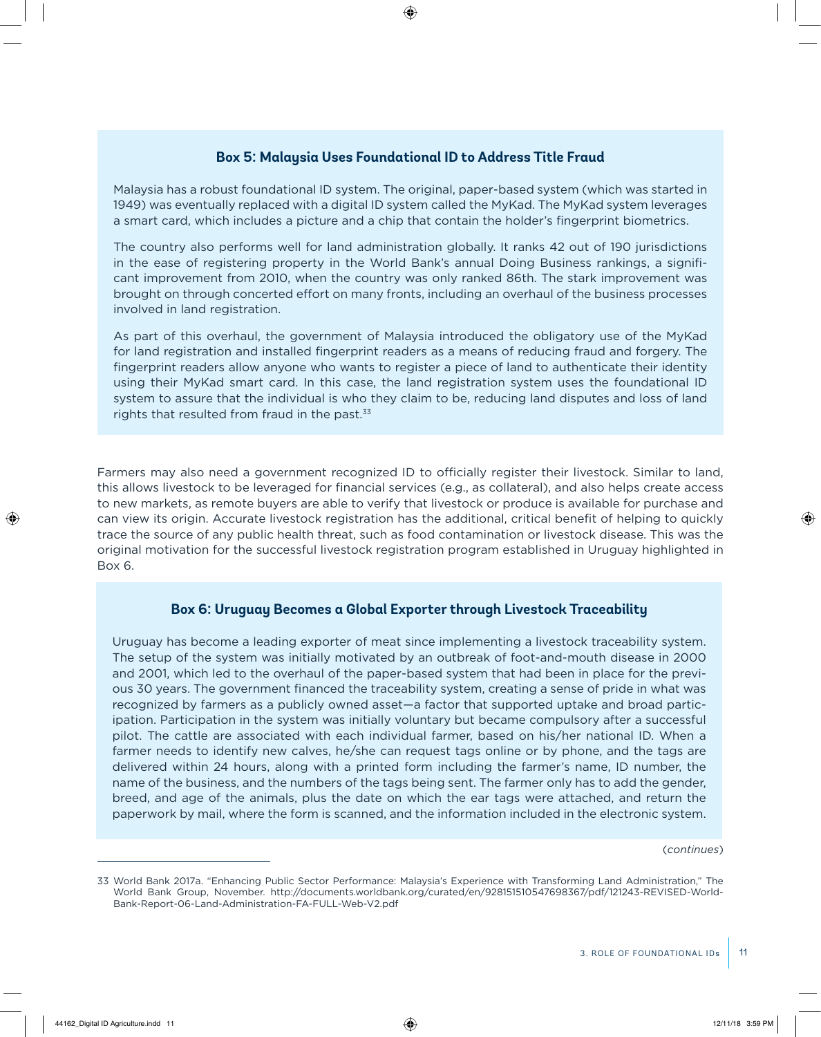### Box 5: Malaysia Uses Foundational ID to Address Title Fraud

Malaysia has a robust foundational ID system. The original, paper-based system (which was started in 1949) was eventually replaced with a digital ID system called the MyKad. The MyKad system leverages a smart card, which includes a picture and a chip that contain the holder's fingerprint biometrics.

The country also performs well for land administration globally. It ranks 42 out of 190 jurisdictions in the ease of registering property in the World Bank's annual Doing Business rankings, a significant improvement from 2010, when the country was only ranked 86th. The stark improvement was brought on through concerted effort on many fronts, including an overhaul of the business processes involved in land registration.

As part of this overhaul, the government of Malaysia introduced the obligatory use of the MyKad for land registration and installed fingerprint readers as a means of reducing fraud and forgery. The fingerprint readers allow anyone who wants to register a piece of land to authenticate their identity using their MyKad smart card. In this case, the land registration system uses the foundational ID system to assure that the individual is who they claim to be, reducing land disputes and loss of land rights that resulted from fraud in the past.[33]

Farmers may also need a government recognized ID to officially register their livestock. Similar to land, this allows livestock to be leveraged for financial services (e.g., as collateral), and also helps create access to new markets, as remote buyers are able to verify that livestock or produce is available for purchase and can view its origin. Accurate livestock registration has the additional, critical benefit of helping to quickly trace the source of any public health threat, such as food contamination or livestock disease. This was the original motivation for the successful livestock registration program established in Uruguay highlighted in Box 6.

### Box 6: Uruguay Becomes a Global Exporter through Livestock Traceability

Uruguay has become a leading exporter of meat since implementing a livestock traceability system. The setup of the system was initially motivated by an outbreak of foot-and-mouth disease in 2000 and 2001, which led to the overhaul of the paper-based system that had been in place for the previous 30 years. The government financed the traceability system, creating a sense of pride in what was recognized by farmers as a publicly owned asset—a factor that supported uptake and broad participation. Participation in the system was initially voluntary but became compulsory after a successful pilot. The cattle are associated with each individual farmer, based on his/her national ID. When a farmer needs to identify new calves, he/she can request tags online or by phone, and the tags are delivered within 24 hours, along with a printed form including the farmer's name, ID number, the name of the business, and the numbers of the tags being sent. The farmer only has to add the gender, breed, and age of the animals, plus the date on which the ear tags were attached, and return the paperwork by mail, where the form is scanned, and the information included in the electronic system.

(*continues*)

33 World Bank 2017a. "Enhancing Public Sector Performance: Malaysia's Experience with Transforming Land Administration," The World Bank Group, November. http://documents.worldbank.org/curated/en/928151510547698367/pdf/121243-REVISED-World-Bank-Report-06-Land-Administration-FA-FULL-Web-V2.pdf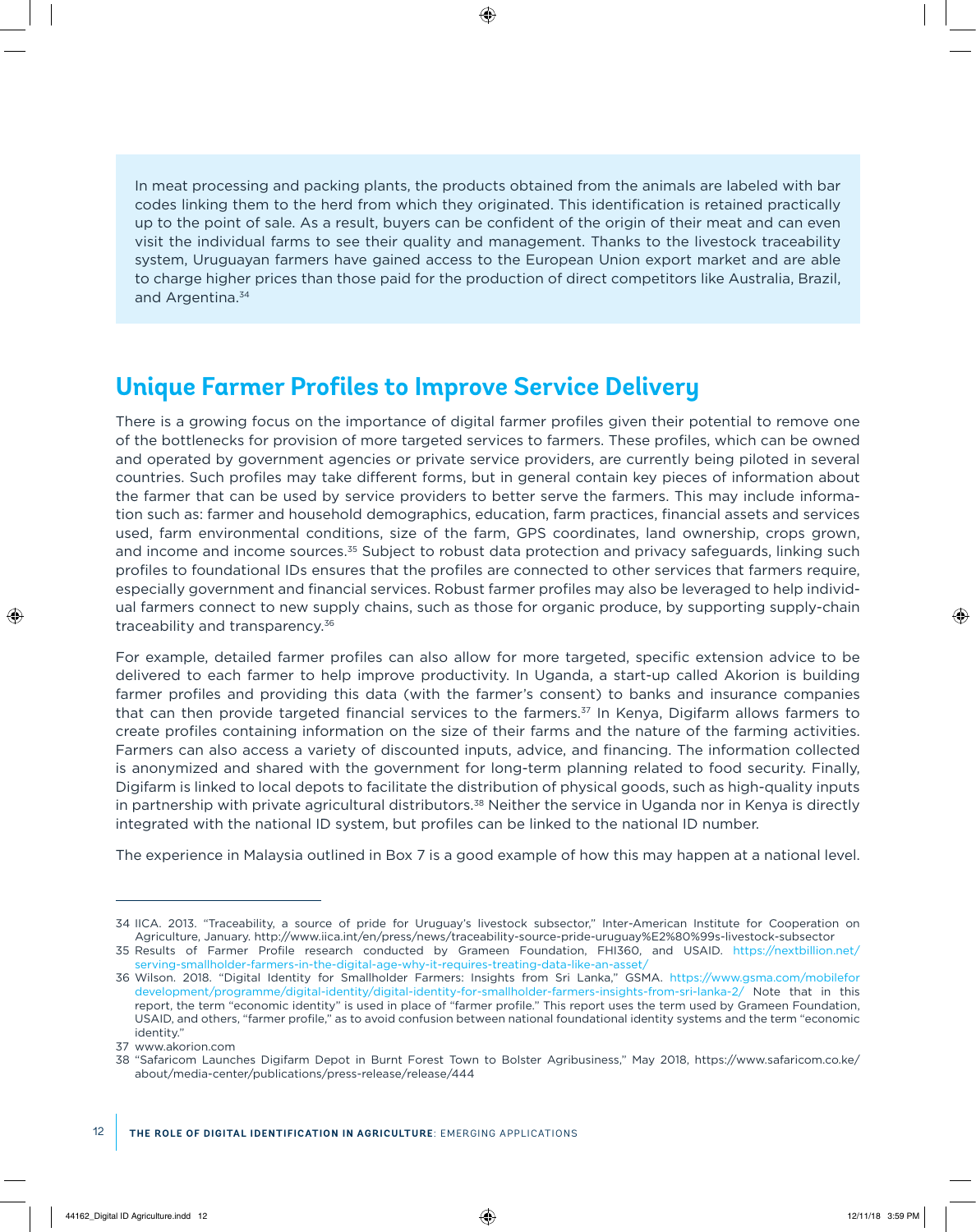In meat processing and packing plants, the products obtained from the animals are labeled with bar codes linking them to the herd from which they originated. This identification is retained practically up to the point of sale. As a result, buyers can be confident of the origin of their meat and can even visit the individual farms to see their quality and management. Thanks to the livestock traceability system, Uruguayan farmers have gained access to the European Union export market and are able to charge higher prices than those paid for the production of direct competitors like Australia, Brazil, and Argentina.[34]

## Unique Farmer Profiles to Improve Service Delivery

There is a growing focus on the importance of digital farmer profiles given their potential to remove one of the bottlenecks for provision of more targeted services to farmers. These profiles, which can be owned and operated by government agencies or private service providers, are currently being piloted in several countries. Such profiles may take different forms, but in general contain key pieces of information about the farmer that can be used by service providers to better serve the farmers. This may include information such as: farmer and household demographics, education, farm practices, financial assets and services used, farm environmental conditions, size of the farm, GPS coordinates, land ownership, crops grown, and income and income sources.[35] Subject to robust data protection and privacy safeguards, linking such profiles to foundational IDs ensures that the profiles are connected to other services that farmers require, especially government and financial services. Robust farmer profiles may also be leveraged to help individual farmers connect to new supply chains, such as those for organic produce, by supporting supply-chain traceability and transparency.[36]

For example, detailed farmer profiles can also allow for more targeted, specific extension advice to be delivered to each farmer to help improve productivity. In Uganda, a start-up called Akorion is building farmer profiles and providing this data (with the farmer's consent) to banks and insurance companies that can then provide targeted financial services to the farmers.[37] In Kenya, Digifarm allows farmers to create profiles containing information on the size of their farms and the nature of the farming activities. Farmers can also access a variety of discounted inputs, advice, and financing. The information collected is anonymized and shared with the government for long-term planning related to food security. Finally, Digifarm is linked to local depots to facilitate the distribution of physical goods, such as high-quality inputs in partnership with private agricultural distributors.[38] Neither the service in Uganda nor in Kenya is directly integrated with the national ID system, but profiles can be linked to the national ID number.

The experience in Malaysia outlined in Box 7 is a good example of how this may happen at a national level.

---

34 IICA. 2013. "Traceability, a source of pride for Uruguay's livestock subsector," Inter-American Institute for Cooperation on Agriculture, January. http://www.iica.int/en/press/news/traceability-source-pride-uruguay%E2%80%99s-livestock-subsector

35 Results of Farmer Profile research conducted by Grameen Foundation, FHI360, and USAID. https://nextbillion.net/serving-smallholder-farmers-in-the-digital-age-why-it-requires-treating-data-like-an-asset/

36 Wilson. 2018. "Digital Identity for Smallholder Farmers: Insights from Sri Lanka," GSMA. https://www.gsma.com/mobilefordevelopment/programme/digital-identity/digital-identity-for-smallholder-farmers-insights-from-sri-lanka-2/ Note that in this report, the term "economic identity" is used in place of "farmer profile." This report uses the term used by Grameen Foundation, USAID, and others, "farmer profile," as to avoid confusion between national foundational identity systems and the term "economic identity."

37 www.akorion.com

38 "Safaricom Launches Digifarm Depot in Burnt Forest Town to Bolster Agribusiness," May 2018, https://www.safaricom.co.ke/about/media-center/publications/press-release/release/444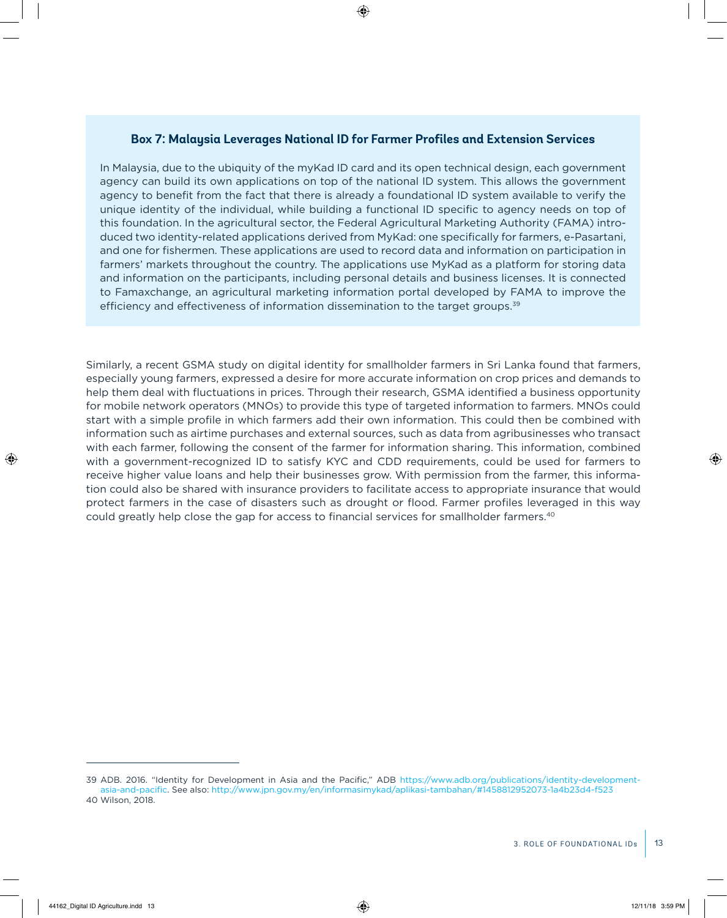### Box 7: Malaysia Leverages National ID for Farmer Profiles and Extension Services

In Malaysia, due to the ubiquity of the myKad ID card and its open technical design, each government agency can build its own applications on top of the national ID system. This allows the government agency to benefit from the fact that there is already a foundational ID system available to verify the unique identity of the individual, while building a functional ID specific to agency needs on top of this foundation. In the agricultural sector, the Federal Agricultural Marketing Authority (FAMA) introduced two identity-related applications derived from MyKad: one specifically for farmers, e-Pasartani, and one for fishermen. These applications are used to record data and information on participation in farmers' markets throughout the country. The applications use MyKad as a platform for storing data and information on the participants, including personal details and business licenses. It is connected to Famaxchange, an agricultural marketing information portal developed by FAMA to improve the efficiency and effectiveness of information dissemination to the target groups.[39]

Similarly, a recent GSMA study on digital identity for smallholder farmers in Sri Lanka found that farmers, especially young farmers, expressed a desire for more accurate information on crop prices and demands to help them deal with fluctuations in prices. Through their research, GSMA identified a business opportunity for mobile network operators (MNOs) to provide this type of targeted information to farmers. MNOs could start with a simple profile in which farmers add their own information. This could then be combined with information such as airtime purchases and external sources, such as data from agribusinesses who transact with each farmer, following the consent of the farmer for information sharing. This information, combined with a government-recognized ID to satisfy KYC and CDD requirements, could be used for farmers to receive higher value loans and help their businesses grow. With permission from the farmer, this information could also be shared with insurance providers to facilitate access to appropriate insurance that would protect farmers in the case of disasters such as drought or flood. Farmer profiles leveraged in this way could greatly help close the gap for access to financial services for smallholder farmers.[40]

---

39 ADB. 2016. "Identity for Development in Asia and the Pacific," ADB https://www.adb.org/publications/identity-development-asia-and-pacific. See also: http://www.jpn.gov.my/en/informasimykad/aplikasi-tambahan/#1458812952073-1a4b23d4-f523

40 Wilson, 2018.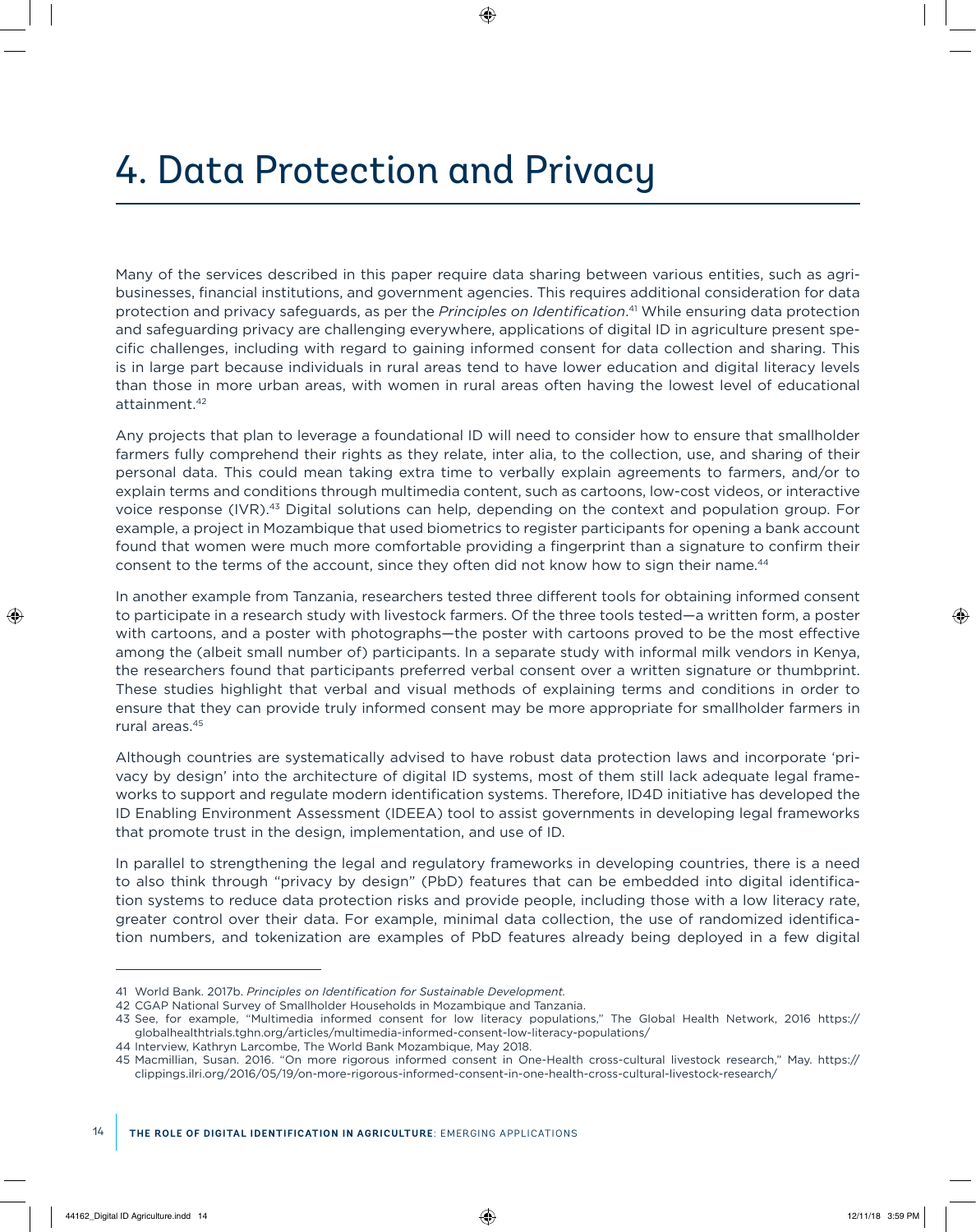# 4. Data Protection and Privacy

Many of the services described in this paper require data sharing between various entities, such as agri-businesses, financial institutions, and government agencies. This requires additional consideration for data protection and privacy safeguards, as per the *Principles on Identification*.[41] While ensuring data protection and safeguarding privacy are challenging everywhere, applications of digital ID in agriculture present specific challenges, including with regard to gaining informed consent for data collection and sharing. This is in large part because individuals in rural areas tend to have lower education and digital literacy levels than those in more urban areas, with women in rural areas often having the lowest level of educational attainment.[42]

Any projects that plan to leverage a foundational ID will need to consider how to ensure that smallholder farmers fully comprehend their rights as they relate, inter alia, to the collection, use, and sharing of their personal data. This could mean taking extra time to verbally explain agreements to farmers, and/or to explain terms and conditions through multimedia content, such as cartoons, low-cost videos, or interactive voice response (IVR).[43] Digital solutions can help, depending on the context and population group. For example, a project in Mozambique that used biometrics to register participants for opening a bank account found that women were much more comfortable providing a fingerprint than a signature to confirm their consent to the terms of the account, since they often did not know how to sign their name.[44]

In another example from Tanzania, researchers tested three different tools for obtaining informed consent to participate in a research study with livestock farmers. Of the three tools tested—a written form, a poster with cartoons, and a poster with photographs—the poster with cartoons proved to be the most effective among the (albeit small number of) participants. In a separate study with informal milk vendors in Kenya, the researchers found that participants preferred verbal consent over a written signature or thumbprint. These studies highlight that verbal and visual methods of explaining terms and conditions in order to ensure that they can provide truly informed consent may be more appropriate for smallholder farmers in rural areas.[45]

Although countries are systematically advised to have robust data protection laws and incorporate 'privacy by design' into the architecture of digital ID systems, most of them still lack adequate legal frameworks to support and regulate modern identification systems. Therefore, ID4D initiative has developed the ID Enabling Environment Assessment (IDEEA) tool to assist governments in developing legal frameworks that promote trust in the design, implementation, and use of ID.

In parallel to strengthening the legal and regulatory frameworks in developing countries, there is a need to also think through "privacy by design" (PbD) features that can be embedded into digital identification systems to reduce data protection risks and provide people, including those with a low literacy rate, greater control over their data. For example, minimal data collection, the use of randomized identification numbers, and tokenization are examples of PbD features already being deployed in a few digital

---

41 World Bank. 2017b. *Principles on Identification for Sustainable Development.*

42 CGAP National Survey of Smallholder Households in Mozambique and Tanzania.

43 See, for example, "Multimedia informed consent for low literacy populations," The Global Health Network, 2016 https://globalhealthtrials.tghn.org/articles/multimedia-informed-consent-low-literacy-populations/

44 Interview, Kathryn Larcombe, The World Bank Mozambique, May 2018.

45 Macmillian, Susan. 2016. "On more rigorous informed consent in One-Health cross-cultural livestock research," May. https://clippings.ilri.org/2016/05/19/on-more-rigorous-informed-consent-in-one-health-cross-cultural-livestock-research/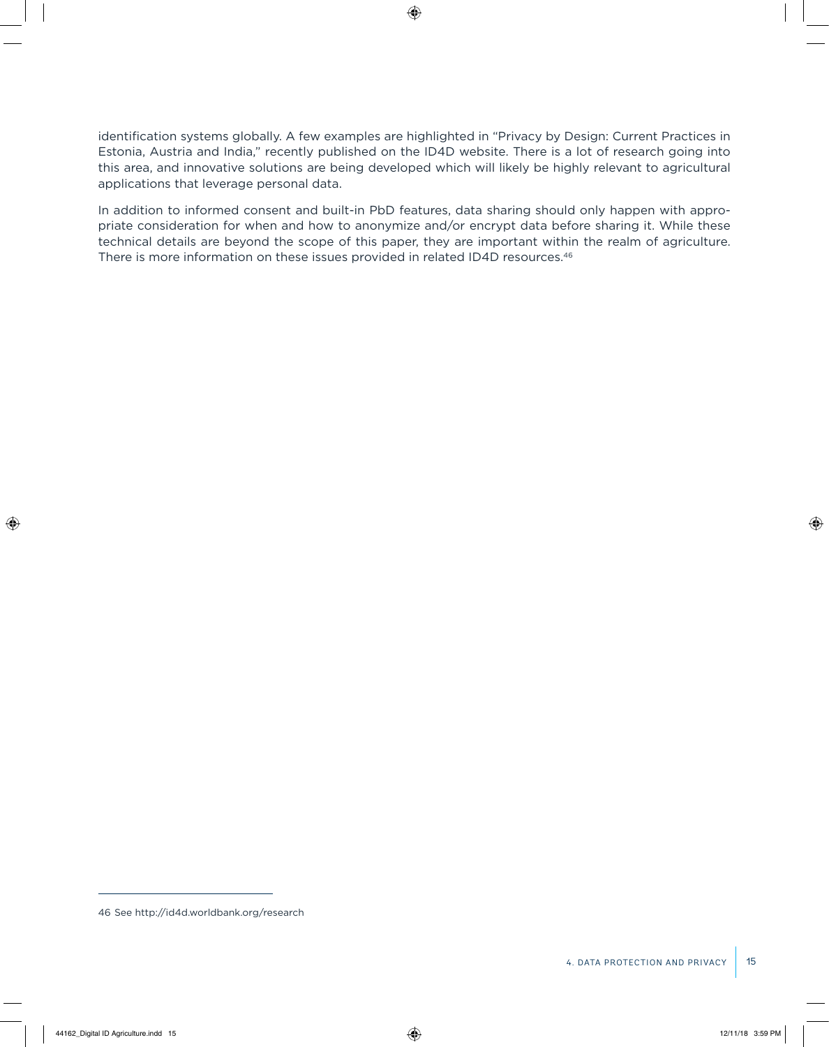identification systems globally. A few examples are highlighted in "Privacy by Design: Current Practices in Estonia, Austria and India," recently published on the ID4D website. There is a lot of research going into this area, and innovative solutions are being developed which will likely be highly relevant to agricultural applications that leverage personal data.

In addition to informed consent and built-in PbD features, data sharing should only happen with appropriate consideration for when and how to anonymize and/or encrypt data before sharing it. While these technical details are beyond the scope of this paper, they are important within the realm of agriculture. There is more information on these issues provided in related ID4D resources.[46]

---

46 See http://id4d.worldbank.org/research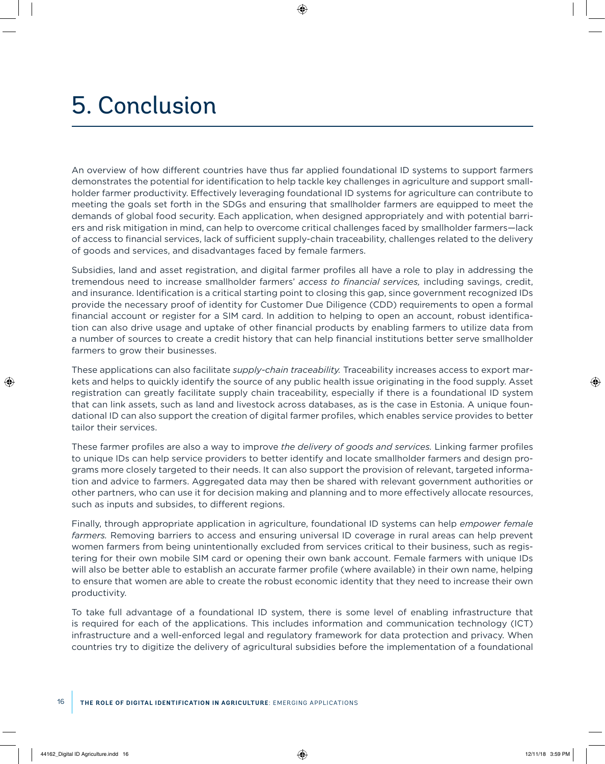# 5. Conclusion

An overview of how different countries have thus far applied foundational ID systems to support farmers demonstrates the potential for identification to help tackle key challenges in agriculture and support smallholder farmer productivity. Effectively leveraging foundational ID systems for agriculture can contribute to meeting the goals set forth in the SDGs and ensuring that smallholder farmers are equipped to meet the demands of global food security. Each application, when designed appropriately and with potential barriers and risk mitigation in mind, can help to overcome critical challenges faced by smallholder farmers—lack of access to financial services, lack of sufficient supply-chain traceability, challenges related to the delivery of goods and services, and disadvantages faced by female farmers.

Subsidies, land and asset registration, and digital farmer profiles all have a role to play in addressing the tremendous need to increase smallholder farmers' *access to financial services,* including savings, credit, and insurance. Identification is a critical starting point to closing this gap, since government recognized IDs provide the necessary proof of identity for Customer Due Diligence (CDD) requirements to open a formal financial account or register for a SIM card. In addition to helping to open an account, robust identification can also drive usage and uptake of other financial products by enabling farmers to utilize data from a number of sources to create a credit history that can help financial institutions better serve smallholder farmers to grow their businesses.

These applications can also facilitate *supply-chain traceability.* Traceability increases access to export markets and helps to quickly identify the source of any public health issue originating in the food supply. Asset registration can greatly facilitate supply chain traceability, especially if there is a foundational ID system that can link assets, such as land and livestock across databases, as is the case in Estonia. A unique foundational ID can also support the creation of digital farmer profiles, which enables service provides to better tailor their services.

These farmer profiles are also a way to improve *the delivery of goods and services.* Linking farmer profiles to unique IDs can help service providers to better identify and locate smallholder farmers and design programs more closely targeted to their needs. It can also support the provision of relevant, targeted information and advice to farmers. Aggregated data may then be shared with relevant government authorities or other partners, who can use it for decision making and planning and to more effectively allocate resources, such as inputs and subsides, to different regions.

Finally, through appropriate application in agriculture, foundational ID systems can help *empower female farmers.* Removing barriers to access and ensuring universal ID coverage in rural areas can help prevent women farmers from being unintentionally excluded from services critical to their business, such as registering for their own mobile SIM card or opening their own bank account. Female farmers with unique IDs will also be better able to establish an accurate farmer profile (where available) in their own name, helping to ensure that women are able to create the robust economic identity that they need to increase their own productivity.

To take full advantage of a foundational ID system, there is some level of enabling infrastructure that is required for each of the applications. This includes information and communication technology (ICT) infrastructure and a well-enforced legal and regulatory framework for data protection and privacy. When countries try to digitize the delivery of agricultural subsidies before the implementation of a foundational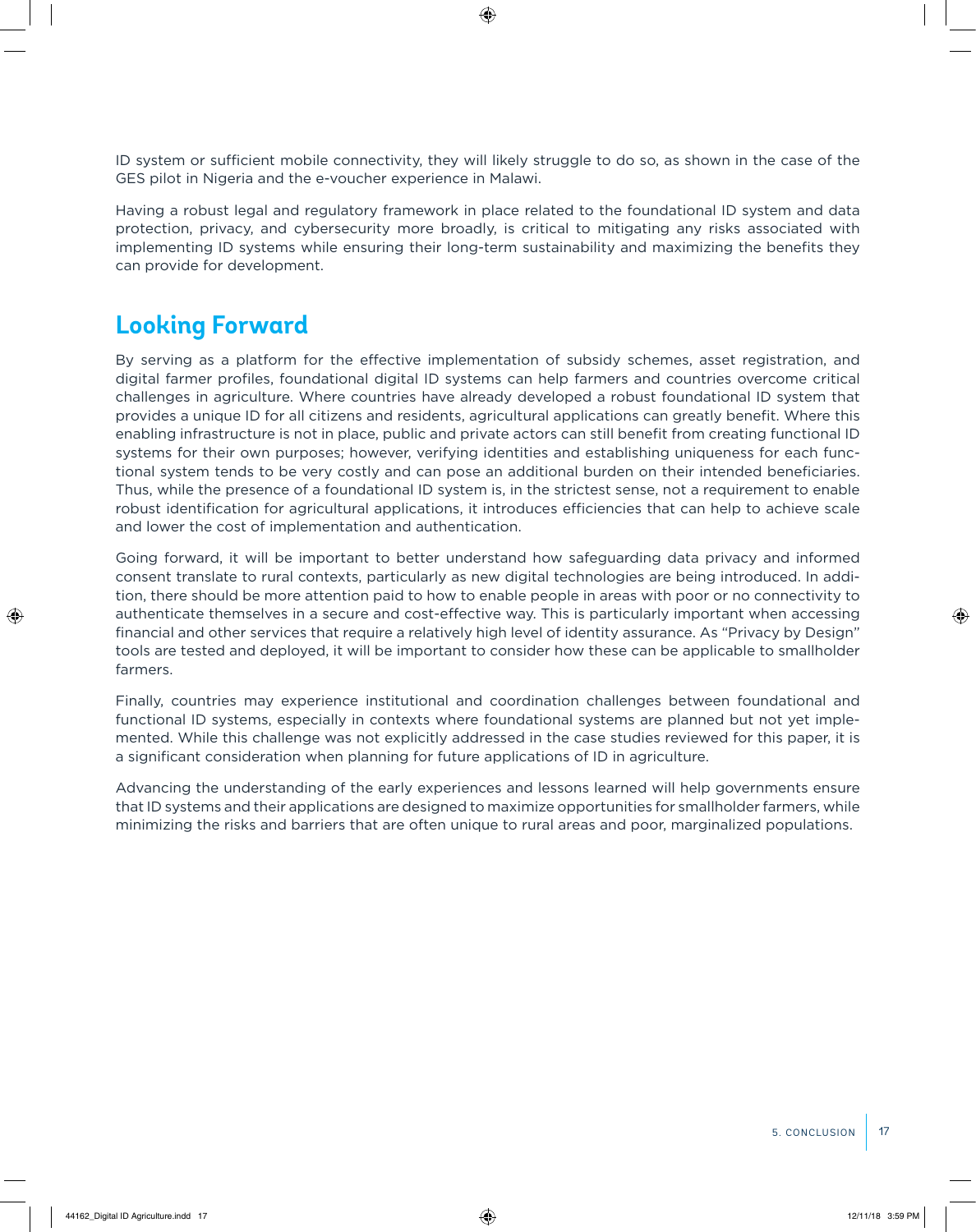ID system or sufficient mobile connectivity, they will likely struggle to do so, as shown in the case of the GES pilot in Nigeria and the e-voucher experience in Malawi.

Having a robust legal and regulatory framework in place related to the foundational ID system and data protection, privacy, and cybersecurity more broadly, is critical to mitigating any risks associated with implementing ID systems while ensuring their long-term sustainability and maximizing the benefits they can provide for development.

## Looking Forward

By serving as a platform for the effective implementation of subsidy schemes, asset registration, and digital farmer profiles, foundational digital ID systems can help farmers and countries overcome critical challenges in agriculture. Where countries have already developed a robust foundational ID system that provides a unique ID for all citizens and residents, agricultural applications can greatly benefit. Where this enabling infrastructure is not in place, public and private actors can still benefit from creating functional ID systems for their own purposes; however, verifying identities and establishing uniqueness for each functional system tends to be very costly and can pose an additional burden on their intended beneficiaries. Thus, while the presence of a foundational ID system is, in the strictest sense, not a requirement to enable robust identification for agricultural applications, it introduces efficiencies that can help to achieve scale and lower the cost of implementation and authentication.

Going forward, it will be important to better understand how safeguarding data privacy and informed consent translate to rural contexts, particularly as new digital technologies are being introduced. In addition, there should be more attention paid to how to enable people in areas with poor or no connectivity to authenticate themselves in a secure and cost-effective way. This is particularly important when accessing financial and other services that require a relatively high level of identity assurance. As "Privacy by Design" tools are tested and deployed, it will be important to consider how these can be applicable to smallholder farmers.

Finally, countries may experience institutional and coordination challenges between foundational and functional ID systems, especially in contexts where foundational systems are planned but not yet implemented. While this challenge was not explicitly addressed in the case studies reviewed for this paper, it is a significant consideration when planning for future applications of ID in agriculture.

Advancing the understanding of the early experiences and lessons learned will help governments ensure that ID systems and their applications are designed to maximize opportunities for smallholder farmers, while minimizing the risks and barriers that are often unique to rural areas and poor, marginalized populations.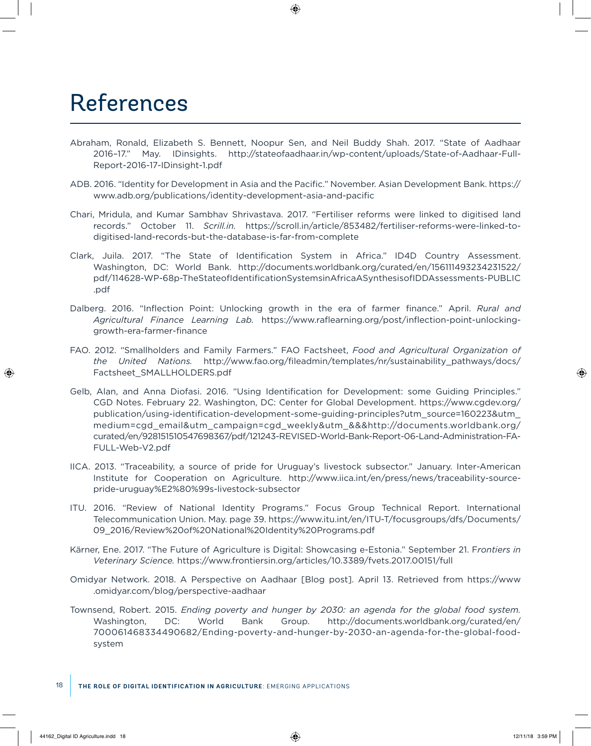# References

Abraham, Ronald, Elizabeth S. Bennett, Noopur Sen, and Neil Buddy Shah. 2017. "State of Aadhaar 2016–17." May. IDinsights. http://stateofaadhaar.in/wp-content/uploads/State-of-Aadhaar-Full-Report-2016-17-IDinsight-1.pdf

ADB. 2016. "Identity for Development in Asia and the Pacific." November. Asian Development Bank. https://www.adb.org/publications/identity-development-asia-and-pacific

Chari, Mridula, and Kumar Sambhav Shrivastava. 2017. "Fertiliser reforms were linked to digitised land records." October 11. *Scrill.in.* https://scroll.in/article/853482/fertiliser-reforms-were-linked-to-digitised-land-records-but-the-database-is-far-from-complete

Clark, Juila. 2017. "The State of Identification System in Africa." ID4D Country Assessment. Washington, DC: World Bank. http://documents.worldbank.org/curated/en/156111493234231522/pdf/114628-WP-68p-TheStateofIdentificationSystemsinAfricaASynthesisofIDDAssessments-PUBLIC.pdf

Dalberg. 2016. "Inflection Point: Unlocking growth in the era of farmer finance." April. *Rural and Agricultural Finance Learning Lab.* https://www.raflearning.org/post/inflection-point-unlocking-growth-era-farmer-finance

FAO. 2012. "Smallholders and Family Farmers." FAO Factsheet, *Food and Agricultural Organization of the United Nations.* http://www.fao.org/fileadmin/templates/nr/sustainability_pathways/docs/Factsheet_SMALLHOLDERS.pdf

Gelb, Alan, and Anna Diofasi. 2016. "Using Identification for Development: some Guiding Principles." CGD Notes. February 22. Washington, DC: Center for Global Development. https://www.cgdev.org/publication/using-identification-development-some-guiding-principles?utm_source=160223&utm_medium=cgd_email&utm_campaign=cgd_weekly&utm_&&&http://documents.worldbank.org/curated/en/928151510547698367/pdf/121243-REVISED-World-Bank-Report-06-Land-Administration-FA-FULL-Web-V2.pdf

IICA. 2013. "Traceability, a source of pride for Uruguay's livestock subsector." January. Inter-American Institute for Cooperation on Agriculture. http://www.iica.int/en/press/news/traceability-source-pride-uruguay%E2%80%99s-livestock-subsector

ITU. 2016. "Review of National Identity Programs." Focus Group Technical Report. International Telecommunication Union. May. page 39. https://www.itu.int/en/ITU-T/focusgroups/dfs/Documents/09_2016/Review%20of%20National%20Identity%20Programs.pdf

Kärner, Ene. 2017. "The Future of Agriculture is Digital: Showcasing e-Estonia." September 21. F*rontiers in Veterinary Science.* https://www.frontiersin.org/articles/10.3389/fvets.2017.00151/full

Omidyar Network. 2018. A Perspective on Aadhaar [Blog post]. April 13. Retrieved from https://www.omidyar.com/blog/perspective-aadhaar

Townsend, Robert. 2015. *Ending poverty and hunger by 2030: an agenda for the global food system.* Washington, DC: World Bank Group. http://documents.worldbank.org/curated/en/700061468334490682/Ending-poverty-and-hunger-by-2030-an-agenda-for-the-global-food-system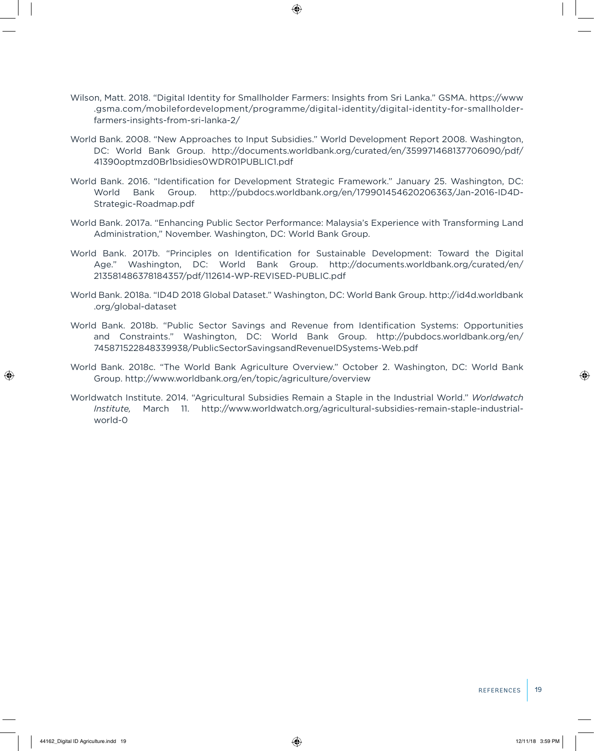Wilson, Matt. 2018. "Digital Identity for Smallholder Farmers: Insights from Sri Lanka." GSMA. https://www.gsma.com/mobilefordevelopment/programme/digital-identity/digital-identity-for-smallholder-farmers-insights-from-sri-lanka-2/

World Bank. 2008. "New Approaches to Input Subsidies." World Development Report 2008. Washington, DC: World Bank Group. http://documents.worldbank.org/curated/en/359971468137706090/pdf/41390optmzd0Br1bsidies0WDR01PUBLIC1.pdf

World Bank. 2016. "Identification for Development Strategic Framework." January 25. Washington, DC: World Bank Group. http://pubdocs.worldbank.org/en/179901454620206363/Jan-2016-ID4D-Strategic-Roadmap.pdf

World Bank. 2017a. "Enhancing Public Sector Performance: Malaysia's Experience with Transforming Land Administration," November. Washington, DC: World Bank Group.

World Bank. 2017b. "Principles on Identification for Sustainable Development: Toward the Digital Age." Washington, DC: World Bank Group. http://documents.worldbank.org/curated/en/213581486378184357/pdf/112614-WP-REVISED-PUBLIC.pdf

World Bank. 2018a. "ID4D 2018 Global Dataset." Washington, DC: World Bank Group. http://id4d.worldbank.org/global-dataset

World Bank. 2018b. "Public Sector Savings and Revenue from Identification Systems: Opportunities and Constraints." Washington, DC: World Bank Group. http://pubdocs.worldbank.org/en/745871522848339938/PublicSectorSavingsandRevenueIDSystems-Web.pdf

World Bank. 2018c. "The World Bank Agriculture Overview." October 2. Washington, DC: World Bank Group. http://www.worldbank.org/en/topic/agriculture/overview

Worldwatch Institute. 2014. "Agricultural Subsidies Remain a Staple in the Industrial World." *Worldwatch Institute,* March 11. http://www.worldwatch.org/agricultural-subsidies-remain-staple-industrial-world-0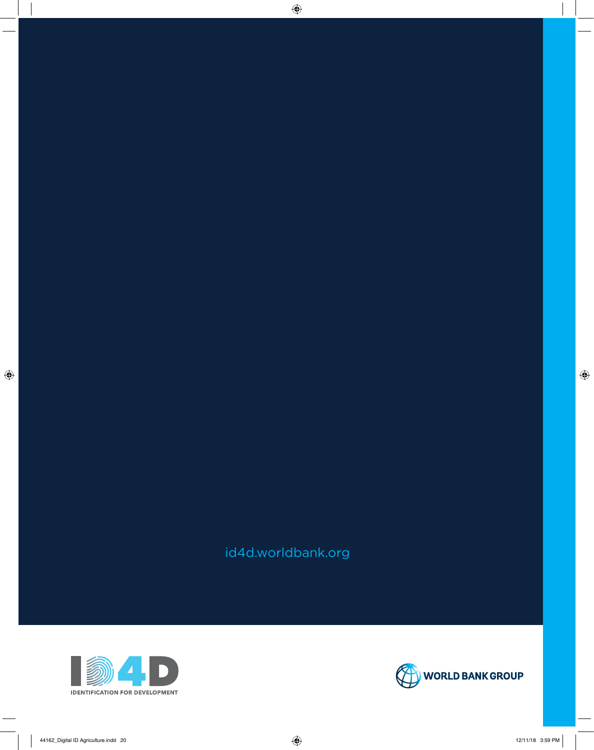id4d.worldbank.org

IDENTIFICATION FOR DEVELOPMENT

WORLD BANK GROUP